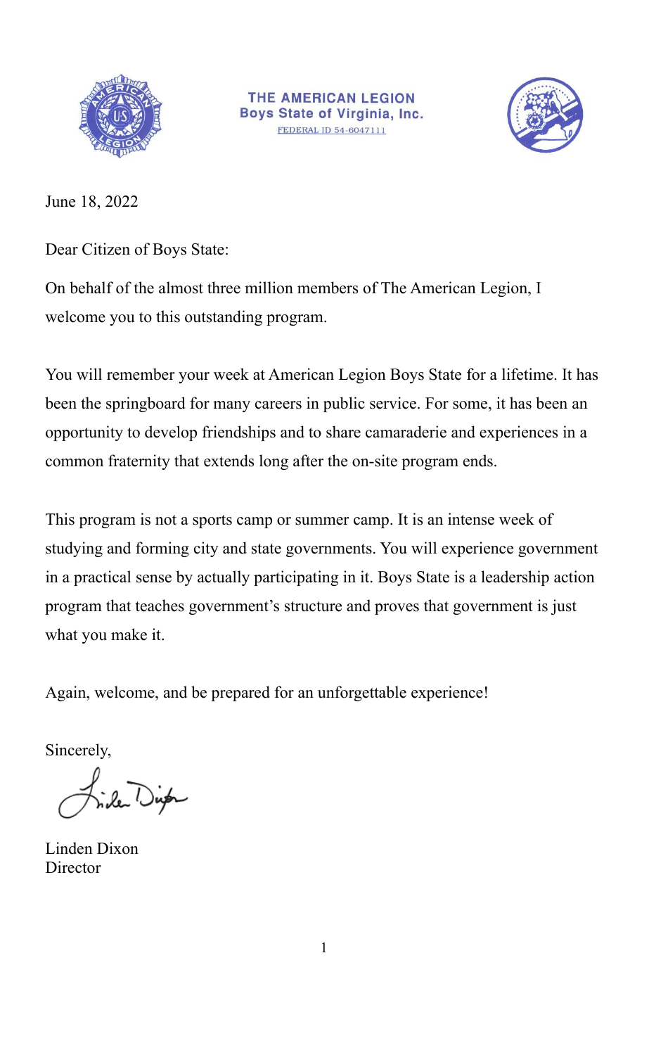**THE AMERICAN LEGION**
**Boys State of Virginia, Inc.**
FEDERAL ID 54-6047111

June 18, 2022

Dear Citizen of Boys State:

On behalf of the almost three million members of The American Legion, I welcome you to this outstanding program.

You will remember your week at American Legion Boys State for a lifetime. It has been the springboard for many careers in public service. For some, it has been an opportunity to develop friendships and to share camaraderie and experiences in a common fraternity that extends long after the on-site program ends.

This program is not a sports camp or summer camp. It is an intense week of studying and forming city and state governments. You will experience government in a practical sense by actually participating in it. Boys State is a leadership action program that teaches government's structure and proves that government is just what you make it.

Again, welcome, and be prepared for an unforgettable experience!

Sincerely,

Linden Dixon
Director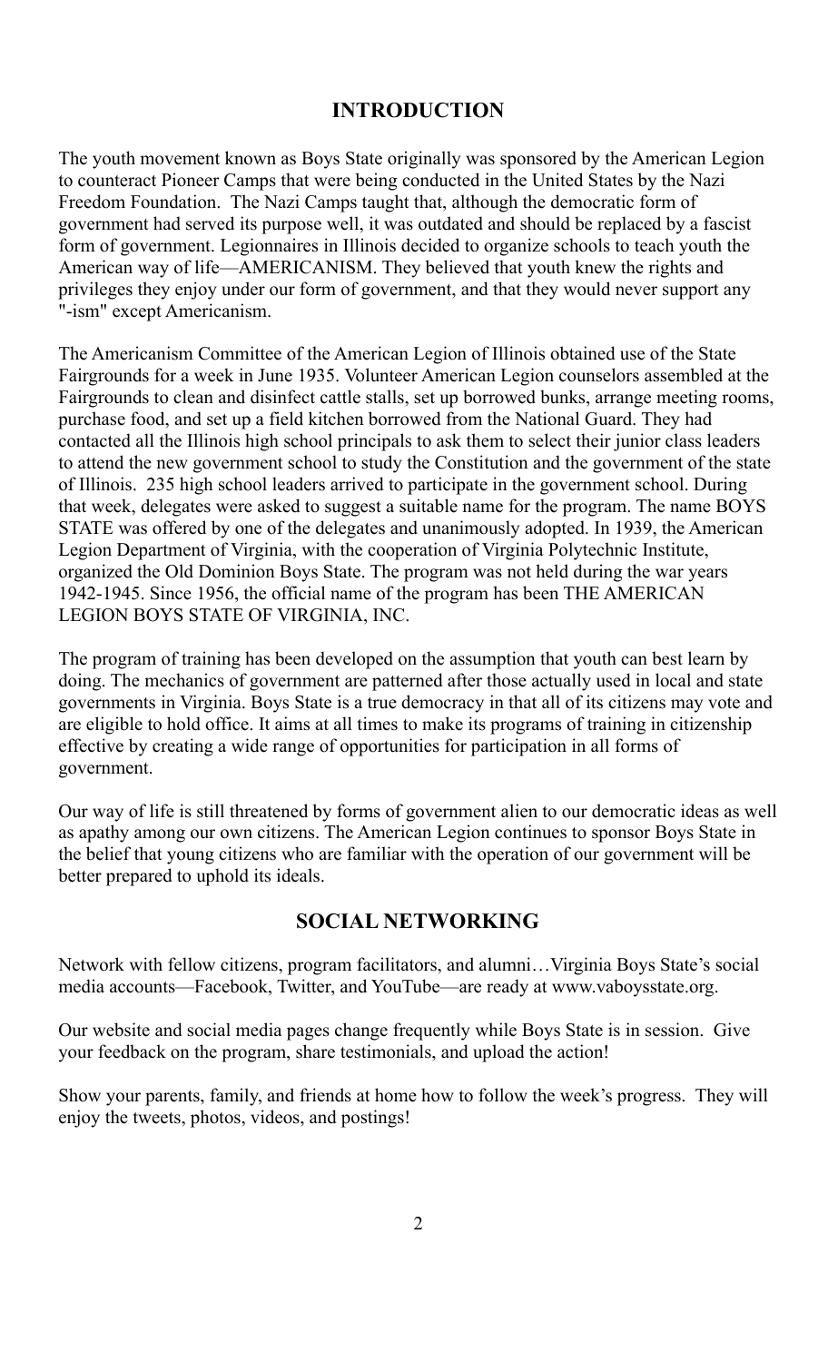## INTRODUCTION

The youth movement known as Boys State originally was sponsored by the American Legion to counteract Pioneer Camps that were being conducted in the United States by the Nazi Freedom Foundation. The Nazi Camps taught that, although the democratic form of government had served its purpose well, it was outdated and should be replaced by a fascist form of government. Legionnaires in Illinois decided to organize schools to teach youth the American way of life—AMERICANISM. They believed that youth knew the rights and privileges they enjoy under our form of government, and that they would never support any "-ism" except Americanism.

The Americanism Committee of the American Legion of Illinois obtained use of the State Fairgrounds for a week in June 1935. Volunteer American Legion counselors assembled at the Fairgrounds to clean and disinfect cattle stalls, set up borrowed bunks, arrange meeting rooms, purchase food, and set up a field kitchen borrowed from the National Guard. They had contacted all the Illinois high school principals to ask them to select their junior class leaders to attend the new government school to study the Constitution and the government of the state of Illinois. 235 high school leaders arrived to participate in the government school. During that week, delegates were asked to suggest a suitable name for the program. The name BOYS STATE was offered by one of the delegates and unanimously adopted. In 1939, the American Legion Department of Virginia, with the cooperation of Virginia Polytechnic Institute, organized the Old Dominion Boys State. The program was not held during the war years 1942-1945. Since 1956, the official name of the program has been THE AMERICAN LEGION BOYS STATE OF VIRGINIA, INC.

The program of training has been developed on the assumption that youth can best learn by doing. The mechanics of government are patterned after those actually used in local and state governments in Virginia. Boys State is a true democracy in that all of its citizens may vote and are eligible to hold office. It aims at all times to make its programs of training in citizenship effective by creating a wide range of opportunities for participation in all forms of government.

Our way of life is still threatened by forms of government alien to our democratic ideas as well as apathy among our own citizens. The American Legion continues to sponsor Boys State in the belief that young citizens who are familiar with the operation of our government will be better prepared to uphold its ideals.

## SOCIAL NETWORKING

Network with fellow citizens, program facilitators, and alumni…Virginia Boys State's social media accounts—Facebook, Twitter, and YouTube—are ready at www.vaboysstate.org.

Our website and social media pages change frequently while Boys State is in session. Give your feedback on the program, share testimonials, and upload the action!

Show your parents, family, and friends at home how to follow the week's progress. They will enjoy the tweets, photos, videos, and postings!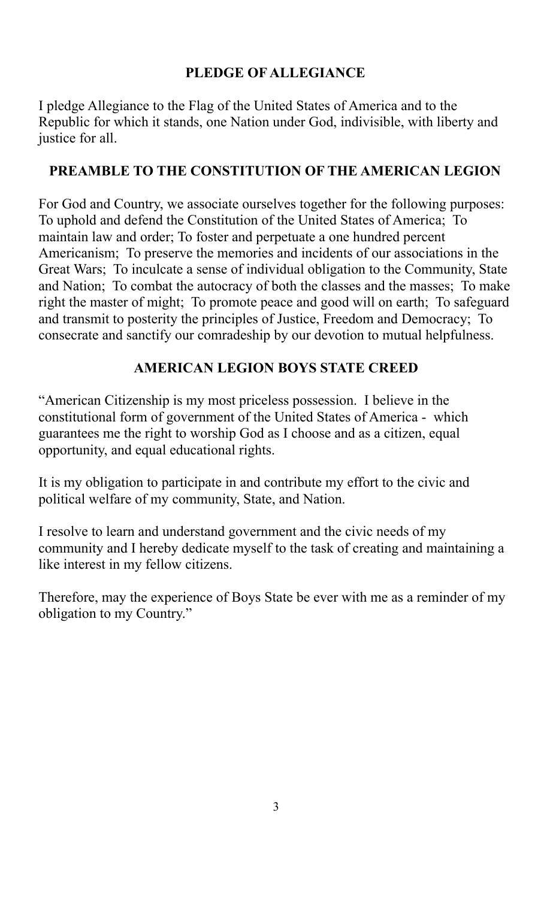## PLEDGE OF ALLEGIANCE

I pledge Allegiance to the Flag of the United States of America and to the Republic for which it stands, one Nation under God, indivisible, with liberty and justice for all.

## PREAMBLE TO THE CONSTITUTION OF THE AMERICAN LEGION

For God and Country, we associate ourselves together for the following purposes: To uphold and defend the Constitution of the United States of America; To maintain law and order; To foster and perpetuate a one hundred percent Americanism; To preserve the memories and incidents of our associations in the Great Wars; To inculcate a sense of individual obligation to the Community, State and Nation; To combat the autocracy of both the classes and the masses; To make right the master of might; To promote peace and good will on earth; To safeguard and transmit to posterity the principles of Justice, Freedom and Democracy; To consecrate and sanctify our comradeship by our devotion to mutual helpfulness.

## AMERICAN LEGION BOYS STATE CREED

"American Citizenship is my most priceless possession. I believe in the constitutional form of government of the United States of America - which guarantees me the right to worship God as I choose and as a citizen, equal opportunity, and equal educational rights.

It is my obligation to participate in and contribute my effort to the civic and political welfare of my community, State, and Nation.

I resolve to learn and understand government and the civic needs of my community and I hereby dedicate myself to the task of creating and maintaining a like interest in my fellow citizens.

Therefore, may the experience of Boys State be ever with me as a reminder of my obligation to my Country."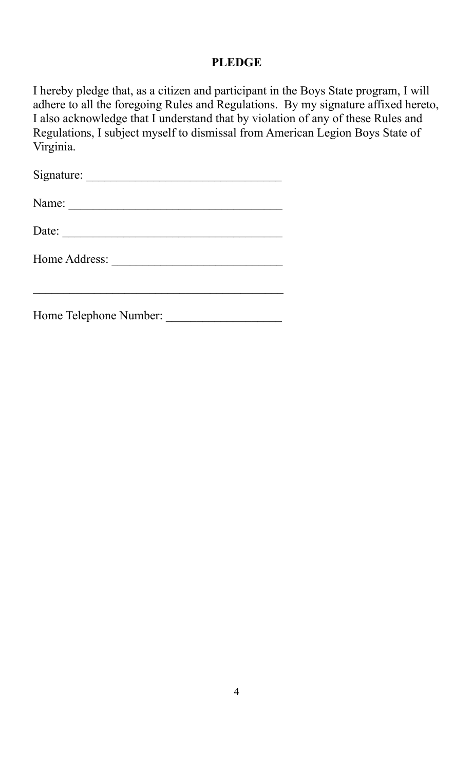**PLEDGE**

I hereby pledge that, as a citizen and participant in the Boys State program, I will adhere to all the foregoing Rules and Regulations. By my signature affixed hereto, I also acknowledge that I understand that by violation of any of these Rules and Regulations, I subject myself to dismissal from American Legion Boys State of Virginia.

Signature: _______________________________

Name: ___________________________________

Date: ____________________________________

Home Address: ___________________________

_________________________________________

Home Telephone Number: __________________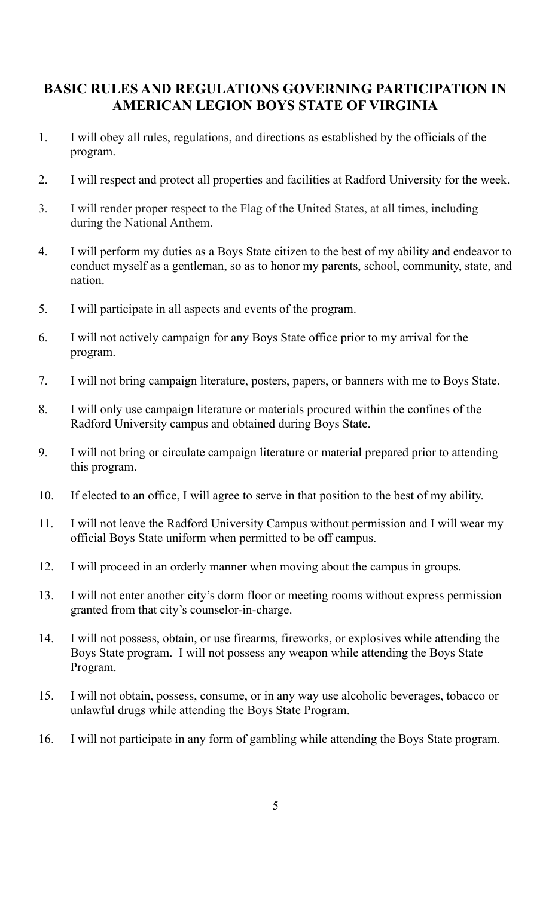## BASIC RULES AND REGULATIONS GOVERNING PARTICIPATION IN AMERICAN LEGION BOYS STATE OF VIRGINIA

1. I will obey all rules, regulations, and directions as established by the officials of the program.
2. I will respect and protect all properties and facilities at Radford University for the week.
3. I will render proper respect to the Flag of the United States, at all times, including during the National Anthem.
4. I will perform my duties as a Boys State citizen to the best of my ability and endeavor to conduct myself as a gentleman, so as to honor my parents, school, community, state, and nation.
5. I will participate in all aspects and events of the program.
6. I will not actively campaign for any Boys State office prior to my arrival for the program.
7. I will not bring campaign literature, posters, papers, or banners with me to Boys State.
8. I will only use campaign literature or materials procured within the confines of the Radford University campus and obtained during Boys State.
9. I will not bring or circulate campaign literature or material prepared prior to attending this program.
10. If elected to an office, I will agree to serve in that position to the best of my ability.
11. I will not leave the Radford University Campus without permission and I will wear my official Boys State uniform when permitted to be off campus.
12. I will proceed in an orderly manner when moving about the campus in groups.
13. I will not enter another city's dorm floor or meeting rooms without express permission granted from that city's counselor-in-charge.
14. I will not possess, obtain, or use firearms, fireworks, or explosives while attending the Boys State program. I will not possess any weapon while attending the Boys State Program.
15. I will not obtain, possess, consume, or in any way use alcoholic beverages, tobacco or unlawful drugs while attending the Boys State Program.
16. I will not participate in any form of gambling while attending the Boys State program.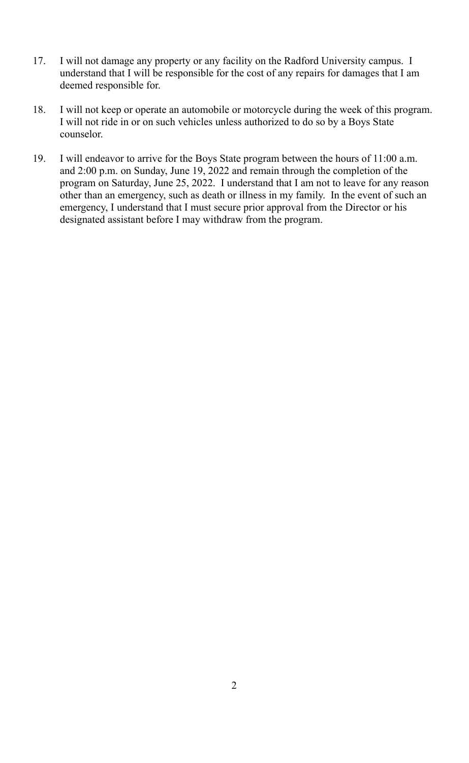17. I will not damage any property or any facility on the Radford University campus. I understand that I will be responsible for the cost of any repairs for damages that I am deemed responsible for.

18. I will not keep or operate an automobile or motorcycle during the week of this program. I will not ride in or on such vehicles unless authorized to do so by a Boys State counselor.

19. I will endeavor to arrive for the Boys State program between the hours of 11:00 a.m. and 2:00 p.m. on Sunday, June 19, 2022 and remain through the completion of the program on Saturday, June 25, 2022. I understand that I am not to leave for any reason other than an emergency, such as death or illness in my family. In the event of such an emergency, I understand that I must secure prior approval from the Director or his designated assistant before I may withdraw from the program.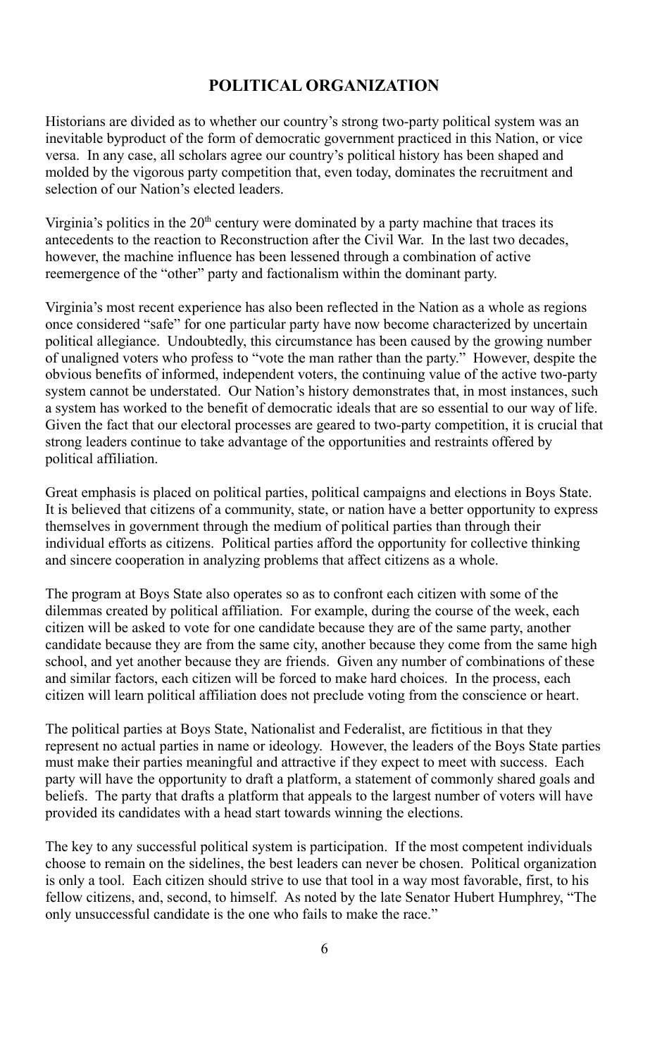## POLITICAL ORGANIZATION

Historians are divided as to whether our country's strong two-party political system was an inevitable byproduct of the form of democratic government practiced in this Nation, or vice versa. In any case, all scholars agree our country's political history has been shaped and molded by the vigorous party competition that, even today, dominates the recruitment and selection of our Nation's elected leaders.

Virginia's politics in the 20th century were dominated by a party machine that traces its antecedents to the reaction to Reconstruction after the Civil War. In the last two decades, however, the machine influence has been lessened through a combination of active reemergence of the "other" party and factionalism within the dominant party.

Virginia's most recent experience has also been reflected in the Nation as a whole as regions once considered "safe" for one particular party have now become characterized by uncertain political allegiance. Undoubtedly, this circumstance has been caused by the growing number of unaligned voters who profess to "vote the man rather than the party." However, despite the obvious benefits of informed, independent voters, the continuing value of the active two-party system cannot be understated. Our Nation's history demonstrates that, in most instances, such a system has worked to the benefit of democratic ideals that are so essential to our way of life. Given the fact that our electoral processes are geared to two-party competition, it is crucial that strong leaders continue to take advantage of the opportunities and restraints offered by political affiliation.

Great emphasis is placed on political parties, political campaigns and elections in Boys State. It is believed that citizens of a community, state, or nation have a better opportunity to express themselves in government through the medium of political parties than through their individual efforts as citizens. Political parties afford the opportunity for collective thinking and sincere cooperation in analyzing problems that affect citizens as a whole.

The program at Boys State also operates so as to confront each citizen with some of the dilemmas created by political affiliation. For example, during the course of the week, each citizen will be asked to vote for one candidate because they are of the same party, another candidate because they are from the same city, another because they come from the same high school, and yet another because they are friends. Given any number of combinations of these and similar factors, each citizen will be forced to make hard choices. In the process, each citizen will learn political affiliation does not preclude voting from the conscience or heart.

The political parties at Boys State, Nationalist and Federalist, are fictitious in that they represent no actual parties in name or ideology. However, the leaders of the Boys State parties must make their parties meaningful and attractive if they expect to meet with success. Each party will have the opportunity to draft a platform, a statement of commonly shared goals and beliefs. The party that drafts a platform that appeals to the largest number of voters will have provided its candidates with a head start towards winning the elections.

The key to any successful political system is participation. If the most competent individuals choose to remain on the sidelines, the best leaders can never be chosen. Political organization is only a tool. Each citizen should strive to use that tool in a way most favorable, first, to his fellow citizens, and, second, to himself. As noted by the late Senator Hubert Humphrey, "The only unsuccessful candidate is the one who fails to make the race."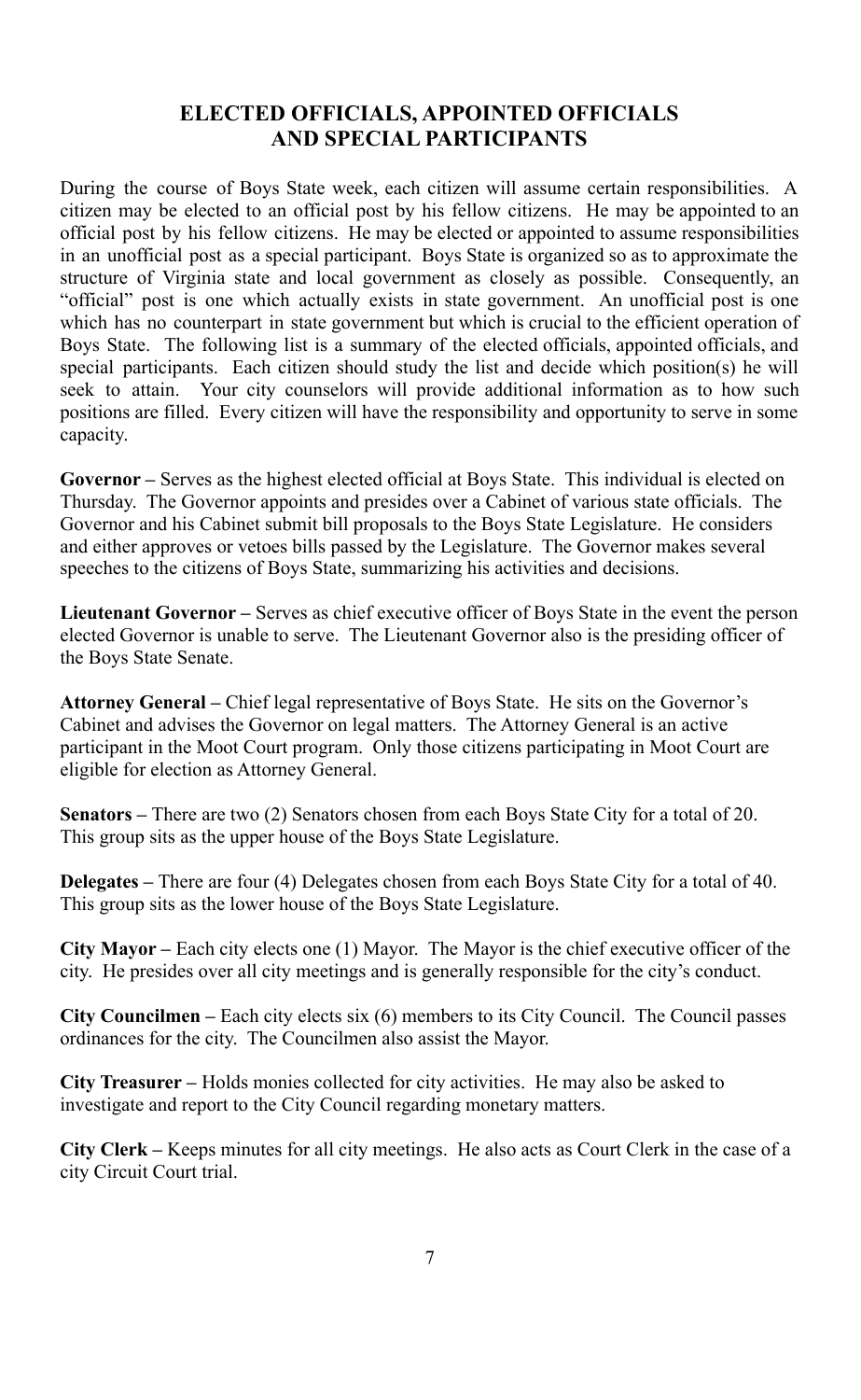## ELECTED OFFICIALS, APPOINTED OFFICIALS AND SPECIAL PARTICIPANTS

During the course of Boys State week, each citizen will assume certain responsibilities. A citizen may be elected to an official post by his fellow citizens. He may be appointed to an official post by his fellow citizens. He may be elected or appointed to assume responsibilities in an unofficial post as a special participant. Boys State is organized so as to approximate the structure of Virginia state and local government as closely as possible. Consequently, an "official" post is one which actually exists in state government. An unofficial post is one which has no counterpart in state government but which is crucial to the efficient operation of Boys State. The following list is a summary of the elected officials, appointed officials, and special participants. Each citizen should study the list and decide which position(s) he will seek to attain. Your city counselors will provide additional information as to how such positions are filled. Every citizen will have the responsibility and opportunity to serve in some capacity.

**Governor –** Serves as the highest elected official at Boys State. This individual is elected on Thursday. The Governor appoints and presides over a Cabinet of various state officials. The Governor and his Cabinet submit bill proposals to the Boys State Legislature. He considers and either approves or vetoes bills passed by the Legislature. The Governor makes several speeches to the citizens of Boys State, summarizing his activities and decisions.

**Lieutenant Governor –** Serves as chief executive officer of Boys State in the event the person elected Governor is unable to serve. The Lieutenant Governor also is the presiding officer of the Boys State Senate.

**Attorney General –** Chief legal representative of Boys State. He sits on the Governor's Cabinet and advises the Governor on legal matters. The Attorney General is an active participant in the Moot Court program. Only those citizens participating in Moot Court are eligible for election as Attorney General.

**Senators –** There are two (2) Senators chosen from each Boys State City for a total of 20. This group sits as the upper house of the Boys State Legislature.

**Delegates –** There are four (4) Delegates chosen from each Boys State City for a total of 40. This group sits as the lower house of the Boys State Legislature.

**City Mayor –** Each city elects one (1) Mayor. The Mayor is the chief executive officer of the city. He presides over all city meetings and is generally responsible for the city's conduct.

**City Councilmen –** Each city elects six (6) members to its City Council. The Council passes ordinances for the city. The Councilmen also assist the Mayor.

**City Treasurer –** Holds monies collected for city activities. He may also be asked to investigate and report to the City Council regarding monetary matters.

**City Clerk –** Keeps minutes for all city meetings. He also acts as Court Clerk in the case of a city Circuit Court trial.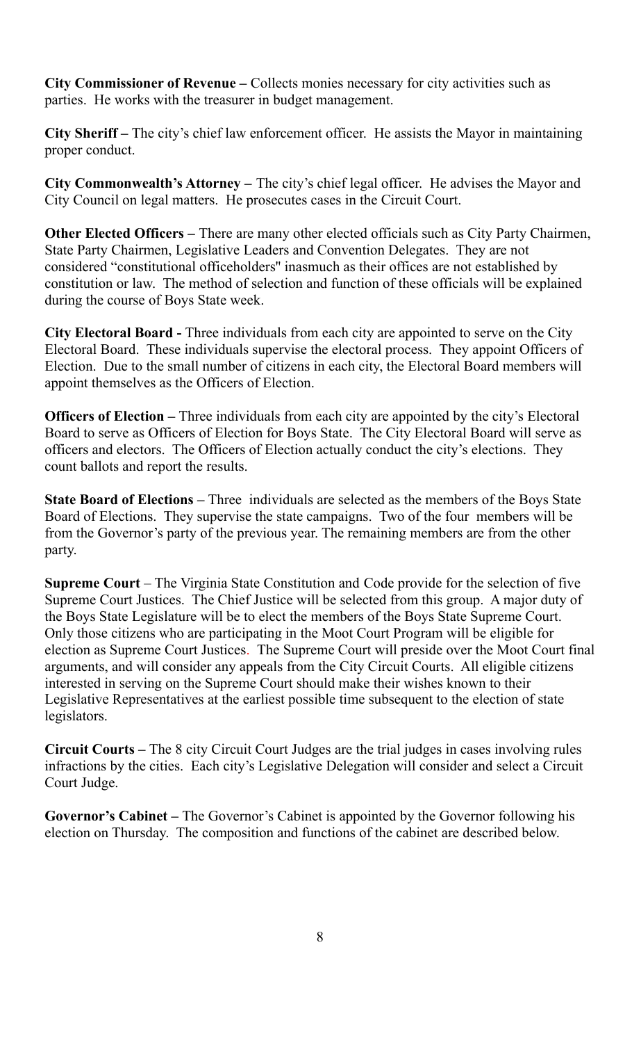**City Commissioner of Revenue –** Collects monies necessary for city activities such as parties. He works with the treasurer in budget management.

**City Sheriff –** The city's chief law enforcement officer. He assists the Mayor in maintaining proper conduct.

**City Commonwealth's Attorney –** The city's chief legal officer. He advises the Mayor and City Council on legal matters. He prosecutes cases in the Circuit Court.

**Other Elected Officers –** There are many other elected officials such as City Party Chairmen, State Party Chairmen, Legislative Leaders and Convention Delegates. They are not considered "constitutional officeholders" inasmuch as their offices are not established by constitution or law. The method of selection and function of these officials will be explained during the course of Boys State week.

**City Electoral Board -** Three individuals from each city are appointed to serve on the City Electoral Board. These individuals supervise the electoral process. They appoint Officers of Election. Due to the small number of citizens in each city, the Electoral Board members will appoint themselves as the Officers of Election.

**Officers of Election –** Three individuals from each city are appointed by the city's Electoral Board to serve as Officers of Election for Boys State. The City Electoral Board will serve as officers and electors. The Officers of Election actually conduct the city's elections. They count ballots and report the results.

**State Board of Elections –** Three individuals are selected as the members of the Boys State Board of Elections. They supervise the state campaigns. Two of the four members will be from the Governor's party of the previous year. The remaining members are from the other party.

**Supreme Court** – The Virginia State Constitution and Code provide for the selection of five Supreme Court Justices. The Chief Justice will be selected from this group. A major duty of the Boys State Legislature will be to elect the members of the Boys State Supreme Court. Only those citizens who are participating in the Moot Court Program will be eligible for election as Supreme Court Justices. The Supreme Court will preside over the Moot Court final arguments, and will consider any appeals from the City Circuit Courts. All eligible citizens interested in serving on the Supreme Court should make their wishes known to their Legislative Representatives at the earliest possible time subsequent to the election of state legislators.

**Circuit Courts –** The 8 city Circuit Court Judges are the trial judges in cases involving rules infractions by the cities. Each city's Legislative Delegation will consider and select a Circuit Court Judge.

**Governor's Cabinet –** The Governor's Cabinet is appointed by the Governor following his election on Thursday. The composition and functions of the cabinet are described below.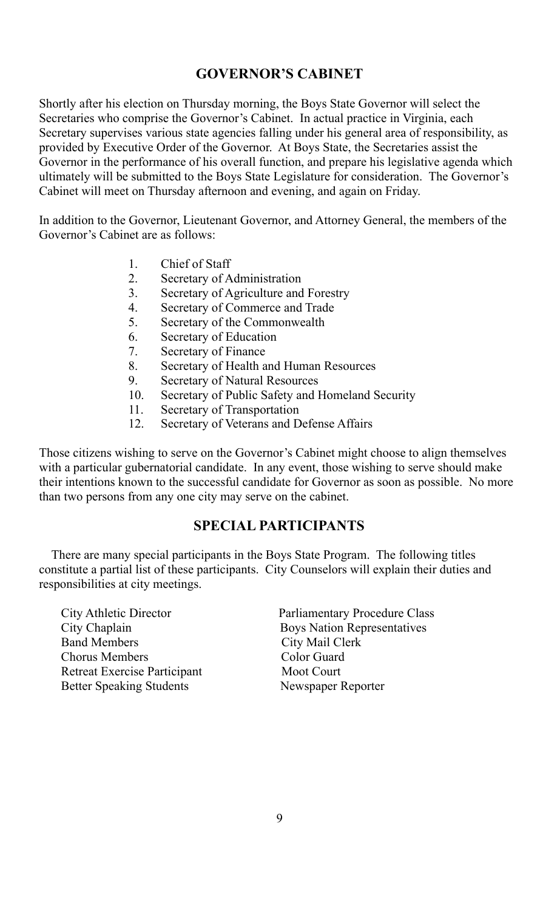## GOVERNOR'S CABINET

Shortly after his election on Thursday morning, the Boys State Governor will select the Secretaries who comprise the Governor's Cabinet. In actual practice in Virginia, each Secretary supervises various state agencies falling under his general area of responsibility, as provided by Executive Order of the Governor. At Boys State, the Secretaries assist the Governor in the performance of his overall function, and prepare his legislative agenda which ultimately will be submitted to the Boys State Legislature for consideration. The Governor's Cabinet will meet on Thursday afternoon and evening, and again on Friday.

In addition to the Governor, Lieutenant Governor, and Attorney General, the members of the Governor's Cabinet are as follows:

1. Chief of Staff
2. Secretary of Administration
3. Secretary of Agriculture and Forestry
4. Secretary of Commerce and Trade
5. Secretary of the Commonwealth
6. Secretary of Education
7. Secretary of Finance
8. Secretary of Health and Human Resources
9. Secretary of Natural Resources
10. Secretary of Public Safety and Homeland Security
11. Secretary of Transportation
12. Secretary of Veterans and Defense Affairs

Those citizens wishing to serve on the Governor's Cabinet might choose to align themselves with a particular gubernatorial candidate. In any event, those wishing to serve should make their intentions known to the successful candidate for Governor as soon as possible. No more than two persons from any one city may serve on the cabinet.

## SPECIAL PARTICIPANTS

There are many special participants in the Boys State Program. The following titles constitute a partial list of these participants. City Counselors will explain their duties and responsibilities at city meetings.

- City Athletic Director
- City Chaplain
- Band Members
- Chorus Members
- Retreat Exercise Participant
- Better Speaking Students
- Parliamentary Procedure Class
- Boys Nation Representatives
- City Mail Clerk
- Color Guard
- Moot Court
- Newspaper Reporter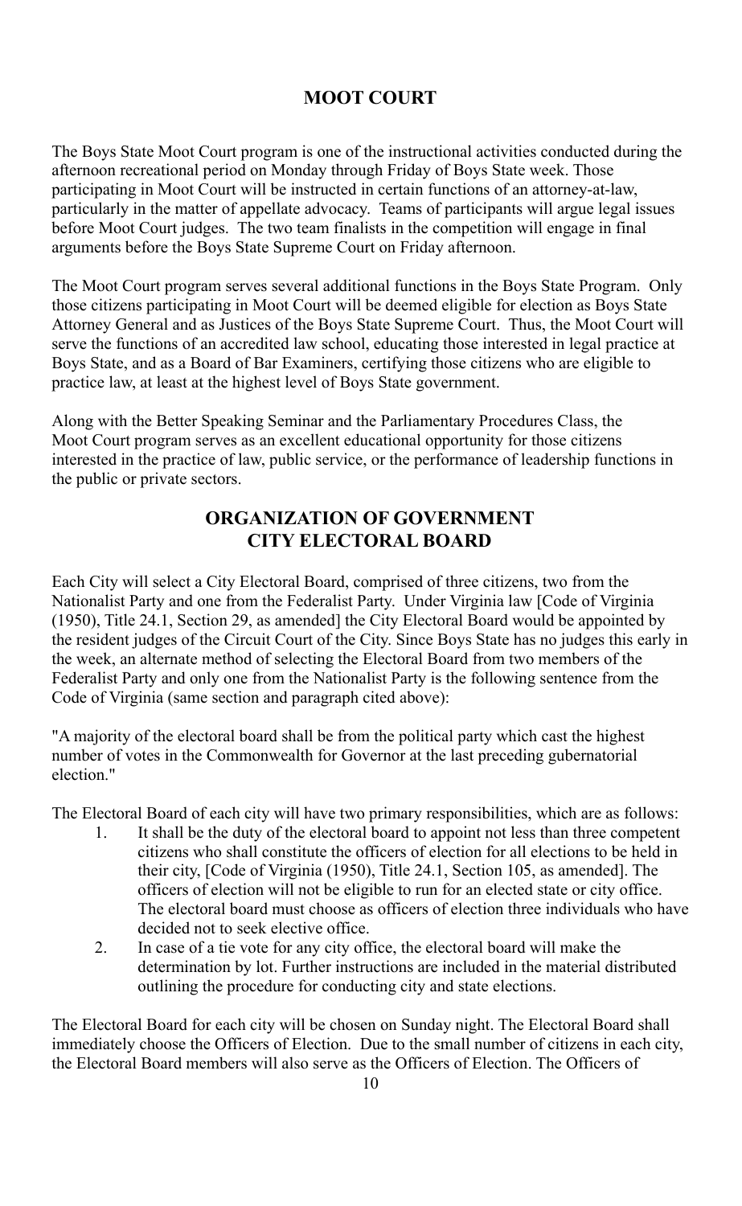## MOOT COURT

The Boys State Moot Court program is one of the instructional activities conducted during the afternoon recreational period on Monday through Friday of Boys State week. Those participating in Moot Court will be instructed in certain functions of an attorney-at-law, particularly in the matter of appellate advocacy. Teams of participants will argue legal issues before Moot Court judges. The two team finalists in the competition will engage in final arguments before the Boys State Supreme Court on Friday afternoon.

The Moot Court program serves several additional functions in the Boys State Program. Only those citizens participating in Moot Court will be deemed eligible for election as Boys State Attorney General and as Justices of the Boys State Supreme Court. Thus, the Moot Court will serve the functions of an accredited law school, educating those interested in legal practice at Boys State, and as a Board of Bar Examiners, certifying those citizens who are eligible to practice law, at least at the highest level of Boys State government.

Along with the Better Speaking Seminar and the Parliamentary Procedures Class, the Moot Court program serves as an excellent educational opportunity for those citizens interested in the practice of law, public service, or the performance of leadership functions in the public or private sectors.

## ORGANIZATION OF GOVERNMENT
## CITY ELECTORAL BOARD

Each City will select a City Electoral Board, comprised of three citizens, two from the Nationalist Party and one from the Federalist Party. Under Virginia law [Code of Virginia (1950), Title 24.1, Section 29, as amended] the City Electoral Board would be appointed by the resident judges of the Circuit Court of the City. Since Boys State has no judges this early in the week, an alternate method of selecting the Electoral Board from two members of the Federalist Party and only one from the Nationalist Party is the following sentence from the Code of Virginia (same section and paragraph cited above):

"A majority of the electoral board shall be from the political party which cast the highest number of votes in the Commonwealth for Governor at the last preceding gubernatorial election."

The Electoral Board of each city will have two primary responsibilities, which are as follows:

1. It shall be the duty of the electoral board to appoint not less than three competent citizens who shall constitute the officers of election for all elections to be held in their city, [Code of Virginia (1950), Title 24.1, Section 105, as amended]. The officers of election will not be eligible to run for an elected state or city office. The electoral board must choose as officers of election three individuals who have decided not to seek elective office.
2. In case of a tie vote for any city office, the electoral board will make the determination by lot. Further instructions are included in the material distributed outlining the procedure for conducting city and state elections.

The Electoral Board for each city will be chosen on Sunday night. The Electoral Board shall immediately choose the Officers of Election. Due to the small number of citizens in each city, the Electoral Board members will also serve as the Officers of Election. The Officers of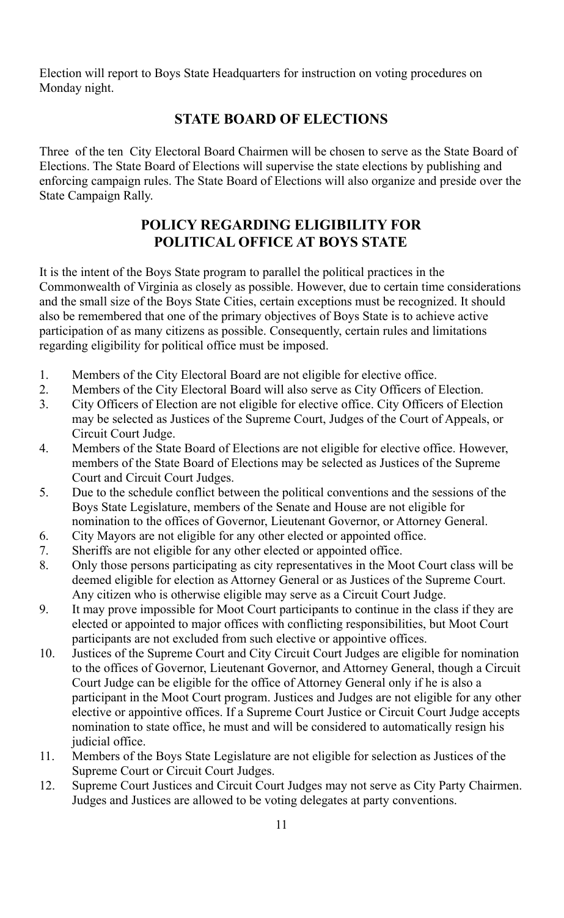Election will report to Boys State Headquarters for instruction on voting procedures on Monday night.

## STATE BOARD OF ELECTIONS

Three of the ten City Electoral Board Chairmen will be chosen to serve as the State Board of Elections. The State Board of Elections will supervise the state elections by publishing and enforcing campaign rules. The State Board of Elections will also organize and preside over the State Campaign Rally.

## POLICY REGARDING ELIGIBILITY FOR POLITICAL OFFICE AT BOYS STATE

It is the intent of the Boys State program to parallel the political practices in the Commonwealth of Virginia as closely as possible. However, due to certain time considerations and the small size of the Boys State Cities, certain exceptions must be recognized. It should also be remembered that one of the primary objectives of Boys State is to achieve active participation of as many citizens as possible. Consequently, certain rules and limitations regarding eligibility for political office must be imposed.

1. Members of the City Electoral Board are not eligible for elective office.
2. Members of the City Electoral Board will also serve as City Officers of Election.
3. City Officers of Election are not eligible for elective office. City Officers of Election may be selected as Justices of the Supreme Court, Judges of the Court of Appeals, or Circuit Court Judge.
4. Members of the State Board of Elections are not eligible for elective office. However, members of the State Board of Elections may be selected as Justices of the Supreme Court and Circuit Court Judges.
5. Due to the schedule conflict between the political conventions and the sessions of the Boys State Legislature, members of the Senate and House are not eligible for nomination to the offices of Governor, Lieutenant Governor, or Attorney General.
6. City Mayors are not eligible for any other elected or appointed office.
7. Sheriffs are not eligible for any other elected or appointed office.
8. Only those persons participating as city representatives in the Moot Court class will be deemed eligible for election as Attorney General or as Justices of the Supreme Court. Any citizen who is otherwise eligible may serve as a Circuit Court Judge.
9. It may prove impossible for Moot Court participants to continue in the class if they are elected or appointed to major offices with conflicting responsibilities, but Moot Court participants are not excluded from such elective or appointive offices.
10. Justices of the Supreme Court and City Circuit Court Judges are eligible for nomination to the offices of Governor, Lieutenant Governor, and Attorney General, though a Circuit Court Judge can be eligible for the office of Attorney General only if he is also a participant in the Moot Court program. Justices and Judges are not eligible for any other elective or appointive offices. If a Supreme Court Justice or Circuit Court Judge accepts nomination to state office, he must and will be considered to automatically resign his judicial office.
11. Members of the Boys State Legislature are not eligible for selection as Justices of the Supreme Court or Circuit Court Judges.
12. Supreme Court Justices and Circuit Court Judges may not serve as City Party Chairmen. Judges and Justices are allowed to be voting delegates at party conventions.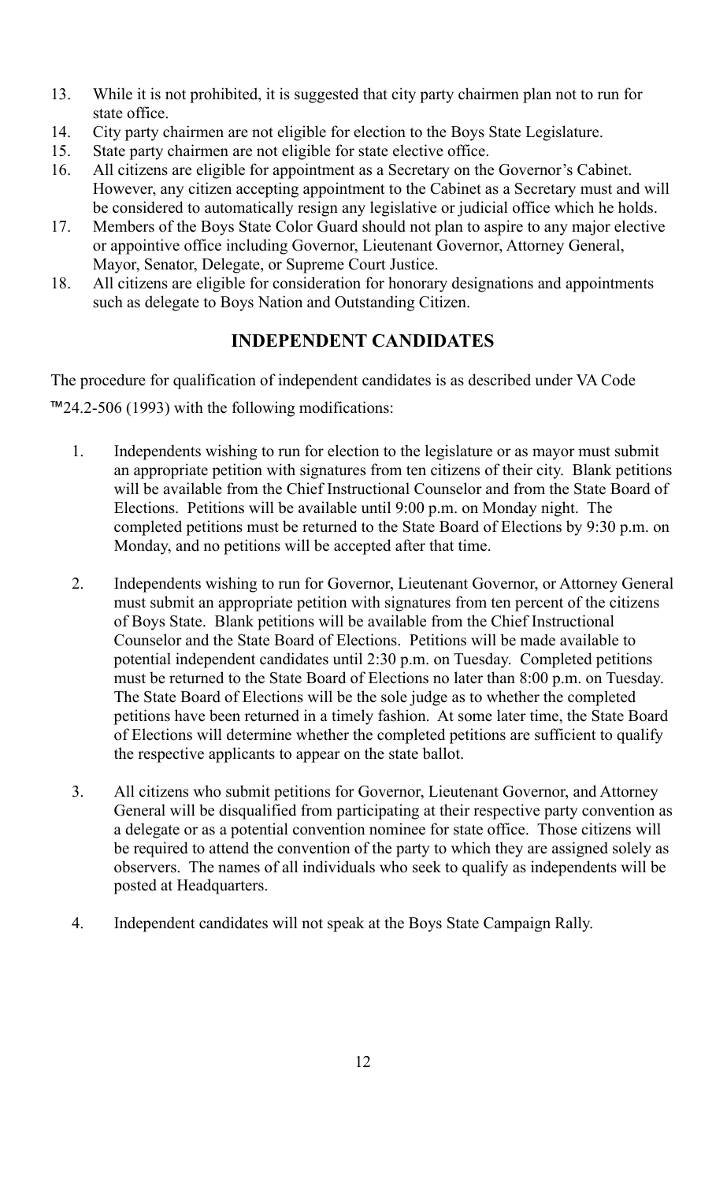13. While it is not prohibited, it is suggested that city party chairmen plan not to run for state office.
14. City party chairmen are not eligible for election to the Boys State Legislature.
15. State party chairmen are not eligible for state elective office.
16. All citizens are eligible for appointment as a Secretary on the Governor's Cabinet. However, any citizen accepting appointment to the Cabinet as a Secretary must and will be considered to automatically resign any legislative or judicial office which he holds.
17. Members of the Boys State Color Guard should not plan to aspire to any major elective or appointive office including Governor, Lieutenant Governor, Attorney General, Mayor, Senator, Delegate, or Supreme Court Justice.
18. All citizens are eligible for consideration for honorary designations and appointments such as delegate to Boys Nation and Outstanding Citizen.

## INDEPENDENT CANDIDATES

The procedure for qualification of independent candidates is as described under VA Code ™24.2-506 (1993) with the following modifications:

1. Independents wishing to run for election to the legislature or as mayor must submit an appropriate petition with signatures from ten citizens of their city. Blank petitions will be available from the Chief Instructional Counselor and from the State Board of Elections. Petitions will be available until 9:00 p.m. on Monday night. The completed petitions must be returned to the State Board of Elections by 9:30 p.m. on Monday, and no petitions will be accepted after that time.

2. Independents wishing to run for Governor, Lieutenant Governor, or Attorney General must submit an appropriate petition with signatures from ten percent of the citizens of Boys State. Blank petitions will be available from the Chief Instructional Counselor and the State Board of Elections. Petitions will be made available to potential independent candidates until 2:30 p.m. on Tuesday. Completed petitions must be returned to the State Board of Elections no later than 8:00 p.m. on Tuesday. The State Board of Elections will be the sole judge as to whether the completed petitions have been returned in a timely fashion. At some later time, the State Board of Elections will determine whether the completed petitions are sufficient to qualify the respective applicants to appear on the state ballot.

3. All citizens who submit petitions for Governor, Lieutenant Governor, and Attorney General will be disqualified from participating at their respective party convention as a delegate or as a potential convention nominee for state office. Those citizens will be required to attend the convention of the party to which they are assigned solely as observers. The names of all individuals who seek to qualify as independents will be posted at Headquarters.

4. Independent candidates will not speak at the Boys State Campaign Rally.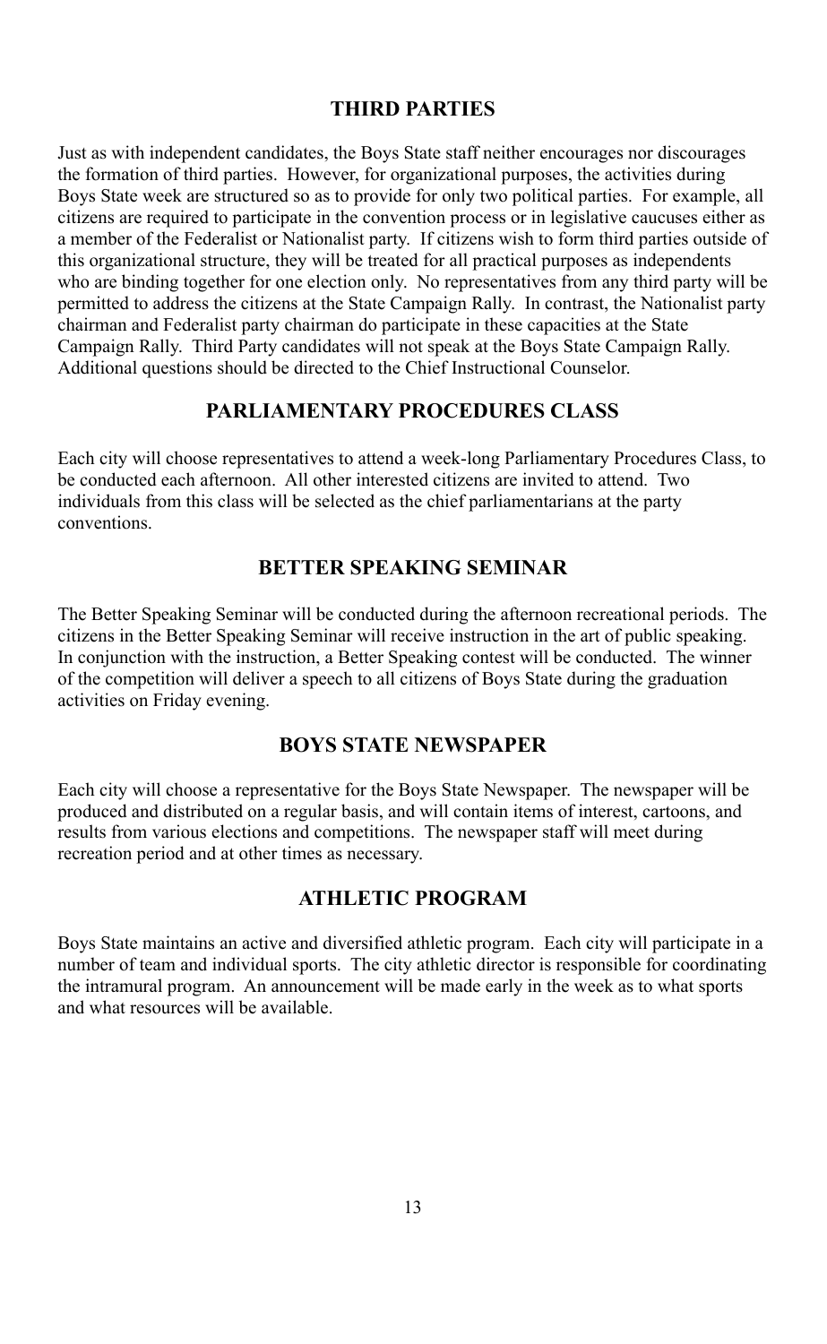## THIRD PARTIES

Just as with independent candidates, the Boys State staff neither encourages nor discourages the formation of third parties. However, for organizational purposes, the activities during Boys State week are structured so as to provide for only two political parties. For example, all citizens are required to participate in the convention process or in legislative caucuses either as a member of the Federalist or Nationalist party. If citizens wish to form third parties outside of this organizational structure, they will be treated for all practical purposes as independents who are binding together for one election only. No representatives from any third party will be permitted to address the citizens at the State Campaign Rally. In contrast, the Nationalist party chairman and Federalist party chairman do participate in these capacities at the State Campaign Rally. Third Party candidates will not speak at the Boys State Campaign Rally. Additional questions should be directed to the Chief Instructional Counselor.

## PARLIAMENTARY PROCEDURES CLASS

Each city will choose representatives to attend a week-long Parliamentary Procedures Class, to be conducted each afternoon. All other interested citizens are invited to attend. Two individuals from this class will be selected as the chief parliamentarians at the party conventions.

## BETTER SPEAKING SEMINAR

The Better Speaking Seminar will be conducted during the afternoon recreational periods. The citizens in the Better Speaking Seminar will receive instruction in the art of public speaking. In conjunction with the instruction, a Better Speaking contest will be conducted. The winner of the competition will deliver a speech to all citizens of Boys State during the graduation activities on Friday evening.

## BOYS STATE NEWSPAPER

Each city will choose a representative for the Boys State Newspaper. The newspaper will be produced and distributed on a regular basis, and will contain items of interest, cartoons, and results from various elections and competitions. The newspaper staff will meet during recreation period and at other times as necessary.

## ATHLETIC PROGRAM

Boys State maintains an active and diversified athletic program. Each city will participate in a number of team and individual sports. The city athletic director is responsible for coordinating the intramural program. An announcement will be made early in the week as to what sports and what resources will be available.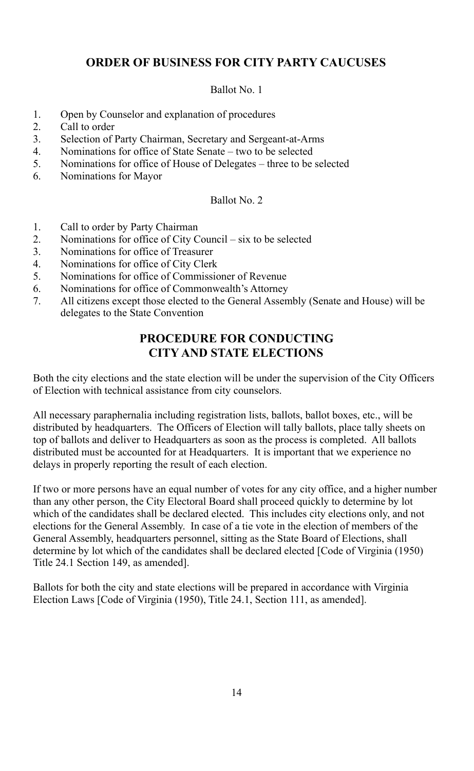## ORDER OF BUSINESS FOR CITY PARTY CAUCUSES

Ballot No. 1

1. Open by Counselor and explanation of procedures
2. Call to order
3. Selection of Party Chairman, Secretary and Sergeant-at-Arms
4. Nominations for office of State Senate – two to be selected
5. Nominations for office of House of Delegates – three to be selected
6. Nominations for Mayor

Ballot No. 2

1. Call to order by Party Chairman
2. Nominations for office of City Council – six to be selected
3. Nominations for office of Treasurer
4. Nominations for office of City Clerk
5. Nominations for office of Commissioner of Revenue
6. Nominations for office of Commonwealth's Attorney
7. All citizens except those elected to the General Assembly (Senate and House) will be delegates to the State Convention

## PROCEDURE FOR CONDUCTING CITY AND STATE ELECTIONS

Both the city elections and the state election will be under the supervision of the City Officers of Election with technical assistance from city counselors.

All necessary paraphernalia including registration lists, ballots, ballot boxes, etc., will be distributed by headquarters. The Officers of Election will tally ballots, place tally sheets on top of ballots and deliver to Headquarters as soon as the process is completed. All ballots distributed must be accounted for at Headquarters. It is important that we experience no delays in properly reporting the result of each election.

If two or more persons have an equal number of votes for any city office, and a higher number than any other person, the City Electoral Board shall proceed quickly to determine by lot which of the candidates shall be declared elected. This includes city elections only, and not elections for the General Assembly. In case of a tie vote in the election of members of the General Assembly, headquarters personnel, sitting as the State Board of Elections, shall determine by lot which of the candidates shall be declared elected [Code of Virginia (1950) Title 24.1 Section 149, as amended].

Ballots for both the city and state elections will be prepared in accordance with Virginia Election Laws [Code of Virginia (1950), Title 24.1, Section 111, as amended].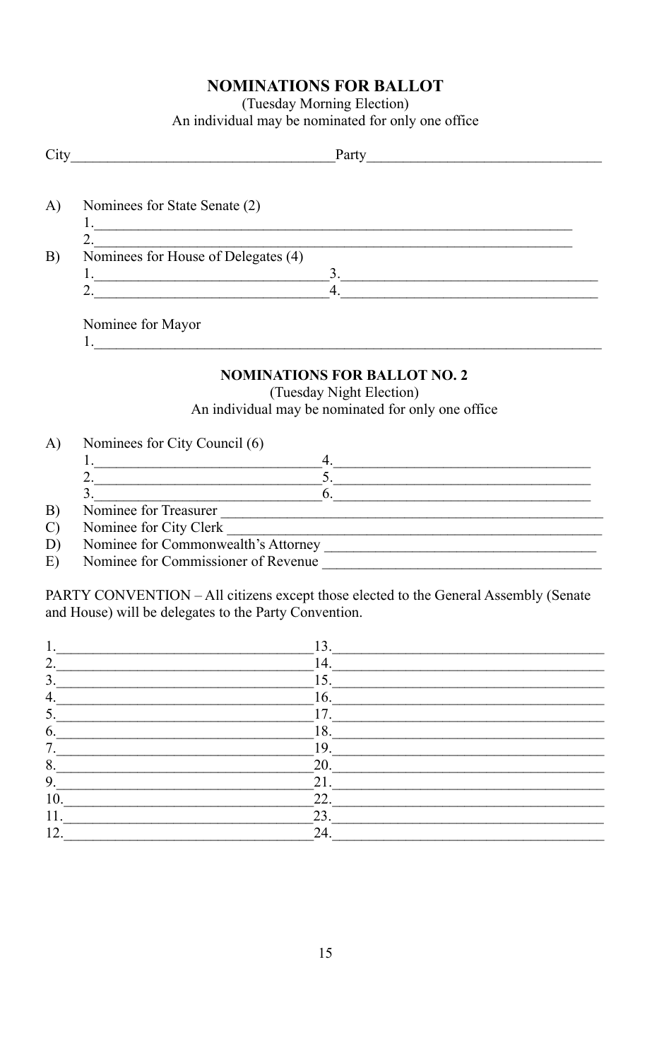## NOMINATIONS FOR BALLOT

(Tuesday Morning Election)
An individual may be nominated for only one office

City\_\_\_\_\_\_\_\_\_\_\_\_\_\_\_\_\_\_\_\_\_\_\_\_\_\_\_\_\_\_\_\_\_\_\_\_Party\_\_\_\_\_\_\_\_\_\_\_\_\_\_\_\_\_\_\_\_\_\_\_\_\_\_\_\_\_\_\_\_

A) Nominees for State Senate (2)

1.\_\_\_\_\_\_\_\_\_\_\_\_\_\_\_\_\_\_\_\_\_\_\_\_\_\_\_\_\_\_\_\_\_\_\_\_\_\_\_\_\_\_\_\_\_\_\_\_\_\_\_\_\_\_\_\_\_\_\_\_\_\_\_\_\_\_

2.\_\_\_\_\_\_\_\_\_\_\_\_\_\_\_\_\_\_\_\_\_\_\_\_\_\_\_\_\_\_\_\_\_\_\_\_\_\_\_\_\_\_\_\_\_\_\_\_\_\_\_\_\_\_\_\_\_\_\_\_\_\_\_\_\_\_

B) Nominees for House of Delegates (4)

1.\_\_\_\_\_\_\_\_\_\_\_\_\_\_\_\_\_\_\_\_\_\_\_\_\_\_\_\_\_\_\_\_3.\_\_\_\_\_\_\_\_\_\_\_\_\_\_\_\_\_\_\_\_\_\_\_\_\_\_\_\_\_\_\_\_\_\_\_

2.\_\_\_\_\_\_\_\_\_\_\_\_\_\_\_\_\_\_\_\_\_\_\_\_\_\_\_\_\_\_\_\_4.\_\_\_\_\_\_\_\_\_\_\_\_\_\_\_\_\_\_\_\_\_\_\_\_\_\_\_\_\_\_\_\_\_\_\_

Nominee for Mayor

1.\_\_\_\_\_\_\_\_\_\_\_\_\_\_\_\_\_\_\_\_\_\_\_\_\_\_\_\_\_\_\_\_\_\_\_\_\_\_\_\_\_\_\_\_\_\_\_\_\_\_\_\_\_\_\_\_\_\_\_\_\_\_\_\_\_\_\_\_\_\_

## NOMINATIONS FOR BALLOT NO. 2

(Tuesday Night Election)
An individual may be nominated for only one office

A) Nominees for City Council (6)

1.\_\_\_\_\_\_\_\_\_\_\_\_\_\_\_\_\_\_\_\_\_\_\_\_\_\_\_\_\_\_\_\_4.\_\_\_\_\_\_\_\_\_\_\_\_\_\_\_\_\_\_\_\_\_\_\_\_\_\_\_\_\_\_\_\_\_\_\_

2.\_\_\_\_\_\_\_\_\_\_\_\_\_\_\_\_\_\_\_\_\_\_\_\_\_\_\_\_\_\_\_\_5.\_\_\_\_\_\_\_\_\_\_\_\_\_\_\_\_\_\_\_\_\_\_\_\_\_\_\_\_\_\_\_\_\_\_\_

3.\_\_\_\_\_\_\_\_\_\_\_\_\_\_\_\_\_\_\_\_\_\_\_\_\_\_\_\_\_\_\_\_6.\_\_\_\_\_\_\_\_\_\_\_\_\_\_\_\_\_\_\_\_\_\_\_\_\_\_\_\_\_\_\_\_\_\_\_

B) Nominee for Treasurer \_\_\_\_\_\_\_\_\_\_\_\_\_\_\_\_\_\_\_\_\_\_\_\_\_\_\_\_\_\_\_\_\_\_\_\_\_\_\_\_\_\_\_\_\_\_\_\_\_\_\_\_

C) Nominee for City Clerk \_\_\_\_\_\_\_\_\_\_\_\_\_\_\_\_\_\_\_\_\_\_\_\_\_\_\_\_\_\_\_\_\_\_\_\_\_\_\_\_\_\_\_\_\_\_\_\_\_\_\_

D) Nominee for Commonwealth's Attorney \_\_\_\_\_\_\_\_\_\_\_\_\_\_\_\_\_\_\_\_\_\_\_\_\_\_\_\_\_\_\_\_\_\_\_\_\_

E) Nominee for Commissioner of Revenue \_\_\_\_\_\_\_\_\_\_\_\_\_\_\_\_\_\_\_\_\_\_\_\_\_\_\_\_\_\_\_\_\_\_\_\_\_

PARTY CONVENTION – All citizens except those elected to the General Assembly (Senate and House) will be delegates to the Party Convention.

1.\_\_\_\_\_\_\_\_\_\_\_\_\_\_\_\_\_\_\_\_\_\_\_\_\_\_\_\_\_\_\_\_\_\_13.\_\_\_\_\_\_\_\_\_\_\_\_\_\_\_\_\_\_\_\_\_\_\_\_\_\_\_\_\_\_\_\_\_\_\_

2.\_\_\_\_\_\_\_\_\_\_\_\_\_\_\_\_\_\_\_\_\_\_\_\_\_\_\_\_\_\_\_\_\_\_14.\_\_\_\_\_\_\_\_\_\_\_\_\_\_\_\_\_\_\_\_\_\_\_\_\_\_\_\_\_\_\_\_\_\_\_

3.\_\_\_\_\_\_\_\_\_\_\_\_\_\_\_\_\_\_\_\_\_\_\_\_\_\_\_\_\_\_\_\_\_\_15.\_\_\_\_\_\_\_\_\_\_\_\_\_\_\_\_\_\_\_\_\_\_\_\_\_\_\_\_\_\_\_\_\_\_\_

4.\_\_\_\_\_\_\_\_\_\_\_\_\_\_\_\_\_\_\_\_\_\_\_\_\_\_\_\_\_\_\_\_\_\_16.\_\_\_\_\_\_\_\_\_\_\_\_\_\_\_\_\_\_\_\_\_\_\_\_\_\_\_\_\_\_\_\_\_\_\_

5.\_\_\_\_\_\_\_\_\_\_\_\_\_\_\_\_\_\_\_\_\_\_\_\_\_\_\_\_\_\_\_\_\_\_17.\_\_\_\_\_\_\_\_\_\_\_\_\_\_\_\_\_\_\_\_\_\_\_\_\_\_\_\_\_\_\_\_\_\_\_

6.\_\_\_\_\_\_\_\_\_\_\_\_\_\_\_\_\_\_\_\_\_\_\_\_\_\_\_\_\_\_\_\_\_\_18.\_\_\_\_\_\_\_\_\_\_\_\_\_\_\_\_\_\_\_\_\_\_\_\_\_\_\_\_\_\_\_\_\_\_\_

7.\_\_\_\_\_\_\_\_\_\_\_\_\_\_\_\_\_\_\_\_\_\_\_\_\_\_\_\_\_\_\_\_\_\_19.\_\_\_\_\_\_\_\_\_\_\_\_\_\_\_\_\_\_\_\_\_\_\_\_\_\_\_\_\_\_\_\_\_\_\_

8.\_\_\_\_\_\_\_\_\_\_\_\_\_\_\_\_\_\_\_\_\_\_\_\_\_\_\_\_\_\_\_\_\_\_20.\_\_\_\_\_\_\_\_\_\_\_\_\_\_\_\_\_\_\_\_\_\_\_\_\_\_\_\_\_\_\_\_\_\_\_

9.\_\_\_\_\_\_\_\_\_\_\_\_\_\_\_\_\_\_\_\_\_\_\_\_\_\_\_\_\_\_\_\_\_\_21.\_\_\_\_\_\_\_\_\_\_\_\_\_\_\_\_\_\_\_\_\_\_\_\_\_\_\_\_\_\_\_\_\_\_\_

10.\_\_\_\_\_\_\_\_\_\_\_\_\_\_\_\_\_\_\_\_\_\_\_\_\_\_\_\_\_\_\_\_\_22.\_\_\_\_\_\_\_\_\_\_\_\_\_\_\_\_\_\_\_\_\_\_\_\_\_\_\_\_\_\_\_\_\_\_\_

11.\_\_\_\_\_\_\_\_\_\_\_\_\_\_\_\_\_\_\_\_\_\_\_\_\_\_\_\_\_\_\_\_\_23.\_\_\_\_\_\_\_\_\_\_\_\_\_\_\_\_\_\_\_\_\_\_\_\_\_\_\_\_\_\_\_\_\_\_\_

12.\_\_\_\_\_\_\_\_\_\_\_\_\_\_\_\_\_\_\_\_\_\_\_\_\_\_\_\_\_\_\_\_\_24.\_\_\_\_\_\_\_\_\_\_\_\_\_\_\_\_\_\_\_\_\_\_\_\_\_\_\_\_\_\_\_\_\_\_\_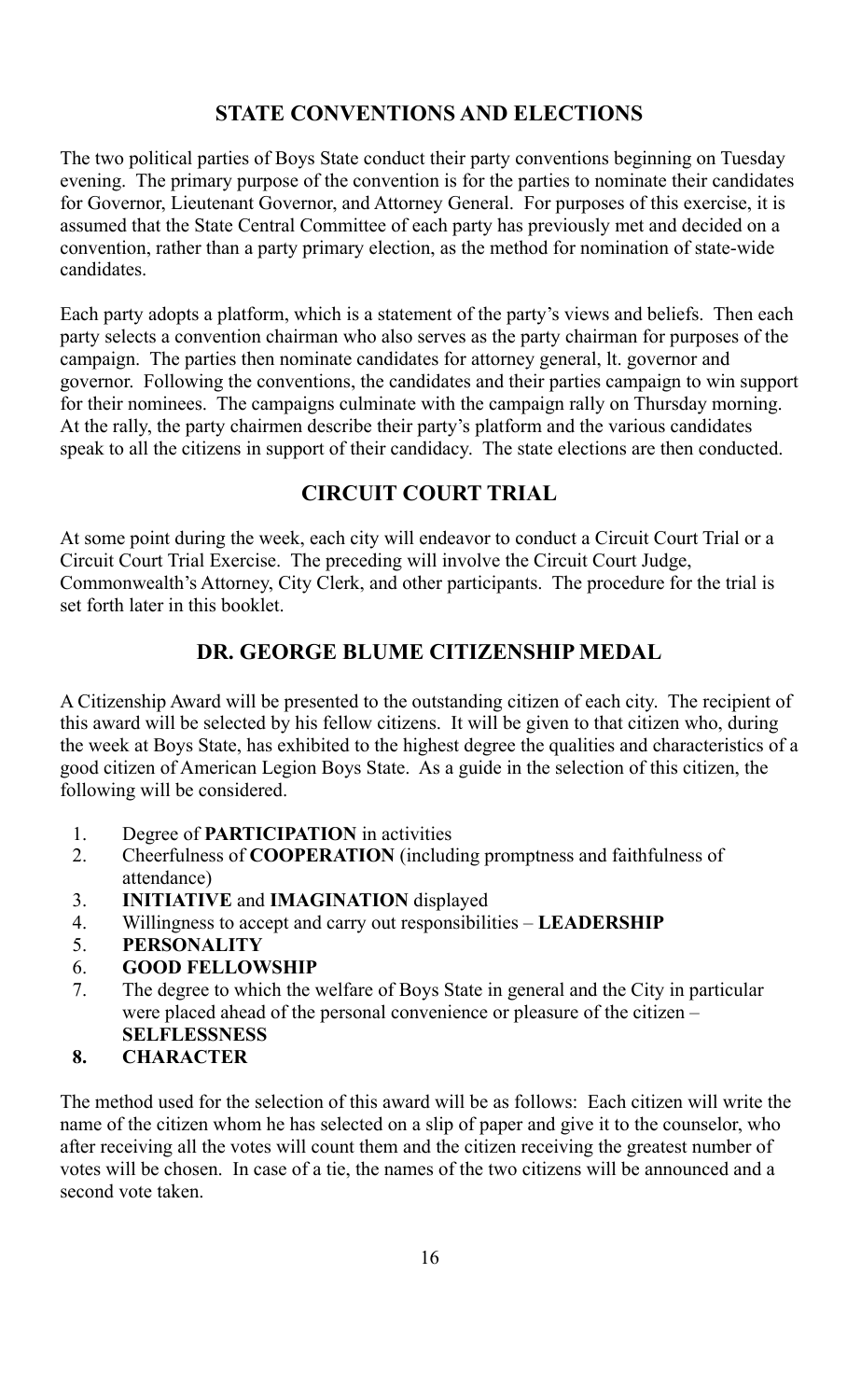## STATE CONVENTIONS AND ELECTIONS

The two political parties of Boys State conduct their party conventions beginning on Tuesday evening. The primary purpose of the convention is for the parties to nominate their candidates for Governor, Lieutenant Governor, and Attorney General. For purposes of this exercise, it is assumed that the State Central Committee of each party has previously met and decided on a convention, rather than a party primary election, as the method for nomination of state-wide candidates.

Each party adopts a platform, which is a statement of the party's views and beliefs. Then each party selects a convention chairman who also serves as the party chairman for purposes of the campaign. The parties then nominate candidates for attorney general, lt. governor and governor. Following the conventions, the candidates and their parties campaign to win support for their nominees. The campaigns culminate with the campaign rally on Thursday morning. At the rally, the party chairmen describe their party's platform and the various candidates speak to all the citizens in support of their candidacy. The state elections are then conducted.

## CIRCUIT COURT TRIAL

At some point during the week, each city will endeavor to conduct a Circuit Court Trial or a Circuit Court Trial Exercise. The preceding will involve the Circuit Court Judge, Commonwealth's Attorney, City Clerk, and other participants. The procedure for the trial is set forth later in this booklet.

## DR. GEORGE BLUME CITIZENSHIP MEDAL

A Citizenship Award will be presented to the outstanding citizen of each city. The recipient of this award will be selected by his fellow citizens. It will be given to that citizen who, during the week at Boys State, has exhibited to the highest degree the qualities and characteristics of a good citizen of American Legion Boys State. As a guide in the selection of this citizen, the following will be considered.

1. Degree of **PARTICIPATION** in activities
2. Cheerfulness of **COOPERATION** (including promptness and faithfulness of attendance)
3. **INITIATIVE** and **IMAGINATION** displayed
4. Willingness to accept and carry out responsibilities – **LEADERSHIP**
5. **PERSONALITY**
6. **GOOD FELLOWSHIP**
7. The degree to which the welfare of Boys State in general and the City in particular were placed ahead of the personal convenience or pleasure of the citizen – **SELFLESSNESS**
8. **CHARACTER**

The method used for the selection of this award will be as follows: Each citizen will write the name of the citizen whom he has selected on a slip of paper and give it to the counselor, who after receiving all the votes will count them and the citizen receiving the greatest number of votes will be chosen. In case of a tie, the names of the two citizens will be announced and a second vote taken.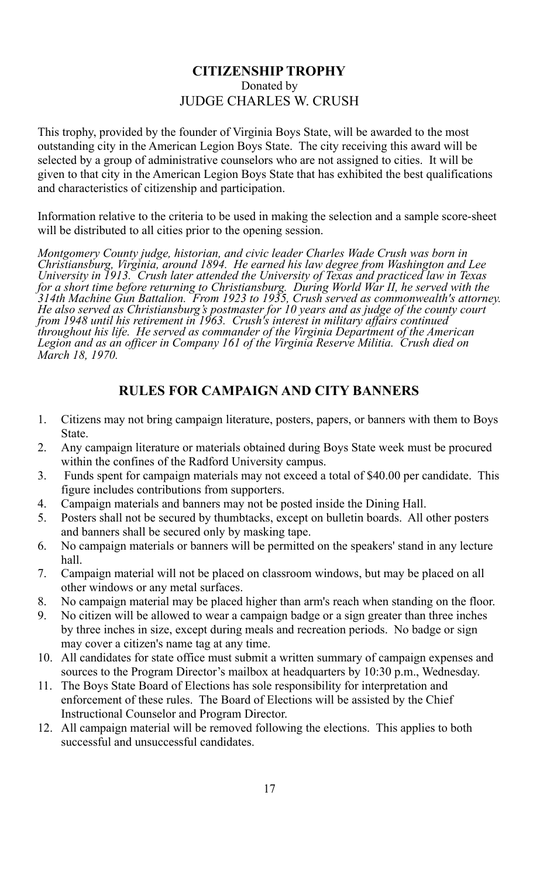## CITIZENSHIP TROPHY

Donated by

JUDGE CHARLES W. CRUSH

This trophy, provided by the founder of Virginia Boys State, will be awarded to the most outstanding city in the American Legion Boys State. The city receiving this award will be selected by a group of administrative counselors who are not assigned to cities. It will be given to that city in the American Legion Boys State that has exhibited the best qualifications and characteristics of citizenship and participation.

Information relative to the criteria to be used in making the selection and a sample score-sheet will be distributed to all cities prior to the opening session.

*Montgomery County judge, historian, and civic leader Charles Wade Crush was born in Christiansburg, Virginia, around 1894. He earned his law degree from Washington and Lee University in 1913. Crush later attended the University of Texas and practiced law in Texas for a short time before returning to Christiansburg. During World War II, he served with the 314th Machine Gun Battalion. From 1923 to 1935, Crush served as commonwealth's attorney. He also served as Christiansburg's postmaster for 10 years and as judge of the county court from 1948 until his retirement in 1963. Crush's interest in military affairs continued throughout his life. He served as commander of the Virginia Department of the American Legion and as an officer in Company 161 of the Virginia Reserve Militia. Crush died on March 18, 1970.*

## RULES FOR CAMPAIGN AND CITY BANNERS

1. Citizens may not bring campaign literature, posters, papers, or banners with them to Boys State.
2. Any campaign literature or materials obtained during Boys State week must be procured within the confines of the Radford University campus.
3. Funds spent for campaign materials may not exceed a total of $40.00 per candidate. This figure includes contributions from supporters.
4. Campaign materials and banners may not be posted inside the Dining Hall.
5. Posters shall not be secured by thumbtacks, except on bulletin boards. All other posters and banners shall be secured only by masking tape.
6. No campaign materials or banners will be permitted on the speakers' stand in any lecture hall.
7. Campaign material will not be placed on classroom windows, but may be placed on all other windows or any metal surfaces.
8. No campaign material may be placed higher than arm's reach when standing on the floor.
9. No citizen will be allowed to wear a campaign badge or a sign greater than three inches by three inches in size, except during meals and recreation periods. No badge or sign may cover a citizen's name tag at any time.
10. All candidates for state office must submit a written summary of campaign expenses and sources to the Program Director's mailbox at headquarters by 10:30 p.m., Wednesday.
11. The Boys State Board of Elections has sole responsibility for interpretation and enforcement of these rules. The Board of Elections will be assisted by the Chief Instructional Counselor and Program Director.
12. All campaign material will be removed following the elections. This applies to both successful and unsuccessful candidates.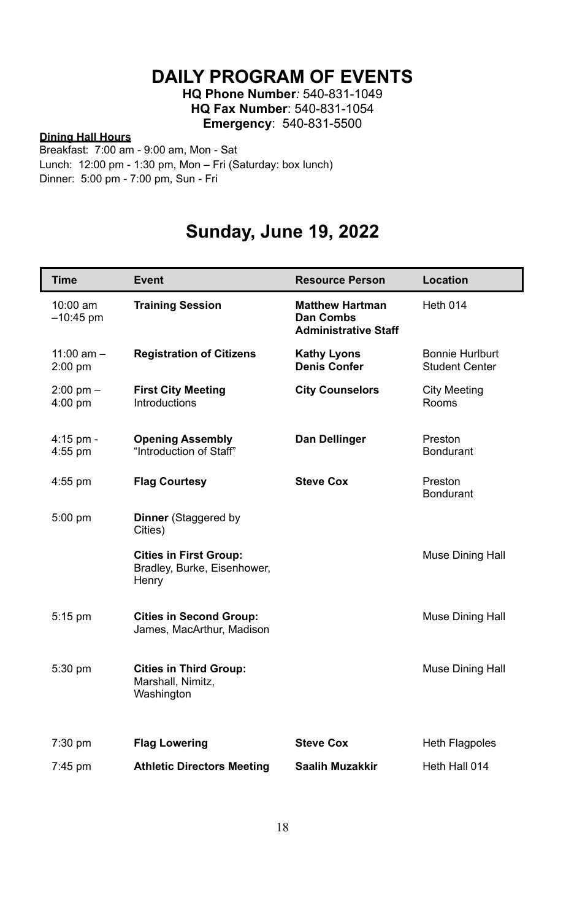# DAILY PROGRAM OF EVENTS

**HQ Phone Number***:* 540-831-1049
**HQ Fax Number**: 540-831-1054
**Emergency**: 540-831-5500

**Dining Hall Hours**

Breakfast: 7:00 am - 9:00 am, Mon - Sat
Lunch: 12:00 pm - 1:30 pm, Mon – Fri (Saturday: box lunch)
Dinner: 5:00 pm - 7:00 pm, Sun - Fri

## Sunday, June 19, 2022

| Time | Event | Resource Person | Location |
|---|---|---|---|
| 10:00 am –10:45 pm | **Training Session** | **Matthew Hartman**<br>**Dan Combs**<br>**Administrative Staff** | Heth 014 |
| 11:00 am – 2:00 pm | **Registration of Citizens** | **Kathy Lyons**<br>**Denis Confer** | Bonnie Hurlburt Student Center |
| 2:00 pm – 4:00 pm | **First City Meeting**<br>Introductions | **City Counselors** | City Meeting Rooms |
| 4:15 pm - 4:55 pm | **Opening Assembly**<br>"Introduction of Staff" | **Dan Dellinger** | Preston Bondurant |
| 4:55 pm | **Flag Courtesy** | **Steve Cox** | Preston Bondurant |
| 5:00 pm | **Dinner** (Staggered by Cities) | | |
| | **Cities in First Group:**<br>Bradley, Burke, Eisenhower, Henry | | Muse Dining Hall |
| 5:15 pm | **Cities in Second Group:**<br>James, MacArthur, Madison | | Muse Dining Hall |
| 5:30 pm | **Cities in Third Group:**<br>Marshall, Nimitz, Washington | | Muse Dining Hall |
| 7:30 pm | **Flag Lowering** | **Steve Cox** | Heth Flagpoles |
| 7:45 pm | **Athletic Directors Meeting** | **Saalih Muzakkir** | Heth Hall 014 |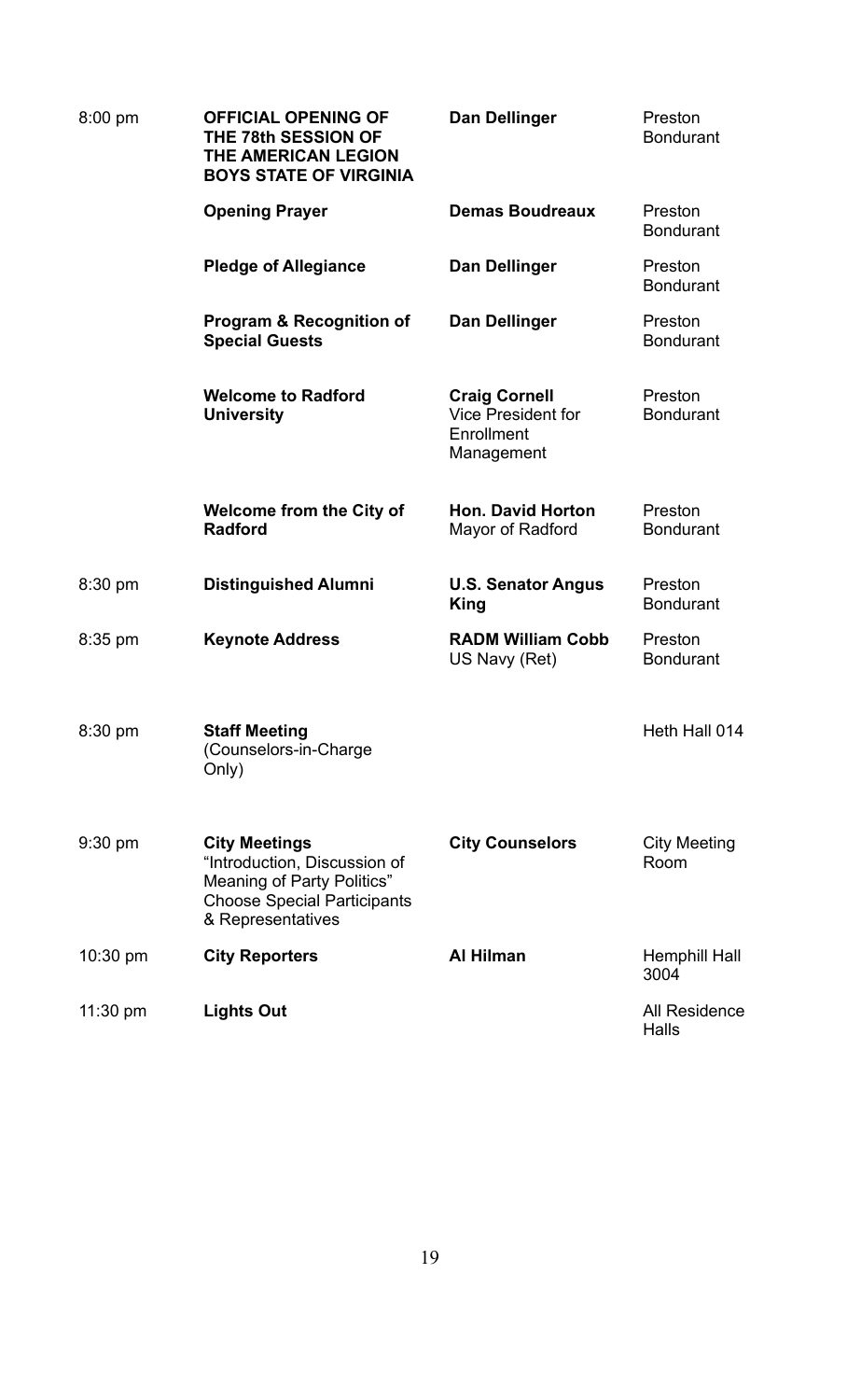| | | | |
|---|---|---|---|
| 8:00 pm | **OFFICIAL OPENING OF THE 78th SESSION OF THE AMERICAN LEGION BOYS STATE OF VIRGINIA** | **Dan Dellinger** | Preston Bondurant |
| | **Opening Prayer** | **Demas Boudreaux** | Preston Bondurant |
| | **Pledge of Allegiance** | **Dan Dellinger** | Preston Bondurant |
| | **Program & Recognition of Special Guests** | **Dan Dellinger** | Preston Bondurant |
| | **Welcome to Radford University** | **Craig Cornell** Vice President for Enrollment Management | Preston Bondurant |
| | **Welcome from the City of Radford** | **Hon. David Horton** Mayor of Radford | Preston Bondurant |
| 8:30 pm | **Distinguished Alumni** | **U.S. Senator Angus King** | Preston Bondurant |
| 8:35 pm | **Keynote Address** | **RADM William Cobb** US Navy (Ret) | Preston Bondurant |
| 8:30 pm | **Staff Meeting** (Counselors-in-Charge Only) | | Heth Hall 014 |
| 9:30 pm | **City Meetings** "Introduction, Discussion of Meaning of Party Politics" Choose Special Participants & Representatives | **City Counselors** | City Meeting Room |
| 10:30 pm | **City Reporters** | **Al Hilman** | Hemphill Hall 3004 |
| 11:30 pm | **Lights Out** | | All Residence Halls |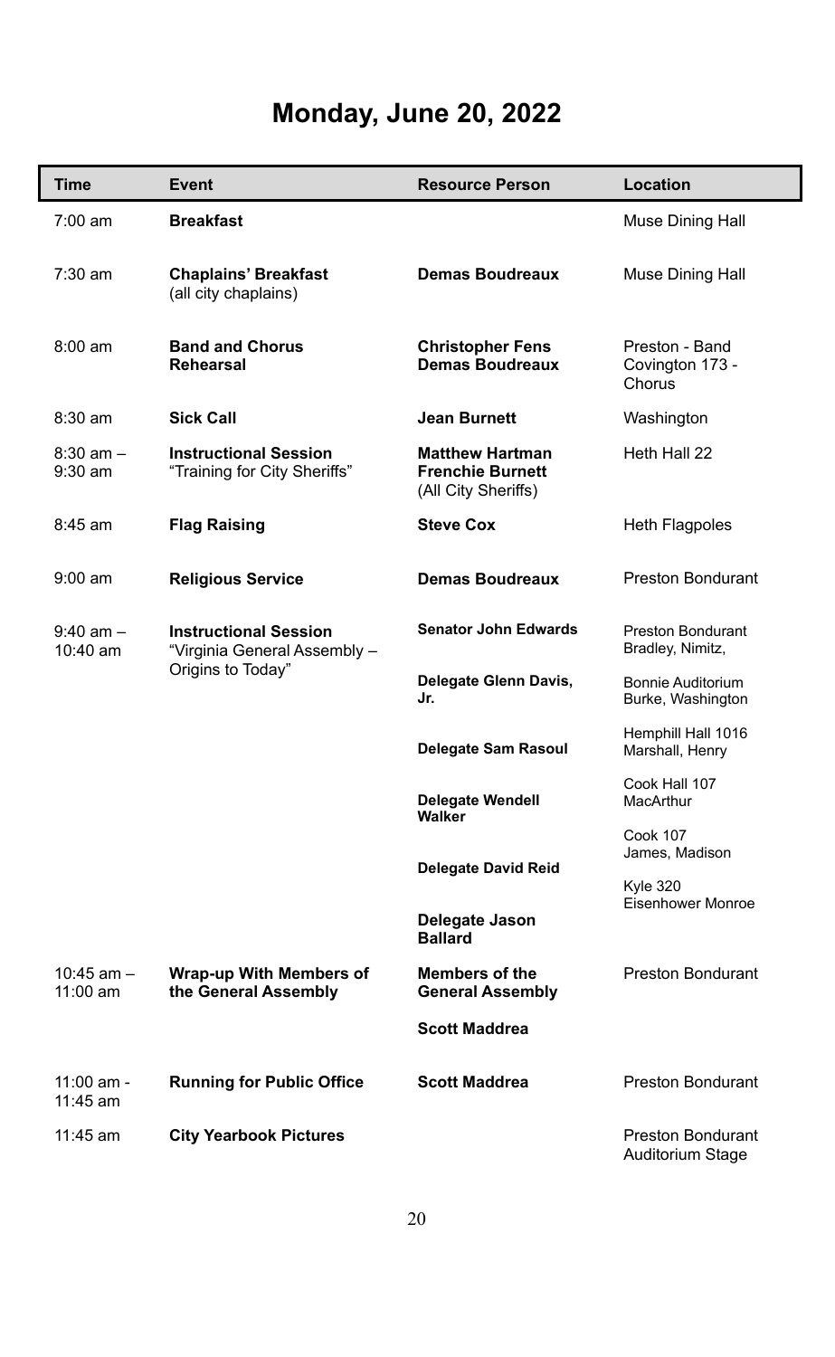# Monday, June 20, 2022

| Time | Event | Resource Person | Location |
|---|---|---|---|
| 7:00 am | **Breakfast** | | Muse Dining Hall |
| 7:30 am | **Chaplains' Breakfast** (all city chaplains) | **Demas Boudreaux** | Muse Dining Hall |
| 8:00 am | **Band and Chorus Rehearsal** | **Christopher Fens** **Demas Boudreaux** | Preston - Band Covington 173 - Chorus |
| 8:30 am | **Sick Call** | **Jean Burnett** | Washington |
| 8:30 am – 9:30 am | **Instructional Session** "Training for City Sheriffs" | **Matthew Hartman** **Frenchie Burnett** (All City Sheriffs) | Heth Hall 22 |
| 8:45 am | **Flag Raising** | **Steve Cox** | Heth Flagpoles |
| 9:00 am | **Religious Service** | **Demas Boudreaux** | Preston Bondurant |
| 9:40 am – 10:40 am | **Instructional Session** "Virginia General Assembly – Origins to Today" | **Senator John Edwards** | Preston Bondurant Bradley, Nimitz, |
| | | **Delegate Glenn Davis, Jr.** | Bonnie Auditorium Burke, Washington |
| | | **Delegate Sam Rasoul** | Hemphill Hall 1016 Marshall, Henry |
| | | **Delegate Wendell Walker** | Cook Hall 107 MacArthur |
| | | **Delegate David Reid** | Cook 107 James, Madison |
| | | **Delegate Jason Ballard** | Kyle 320 Eisenhower Monroe |
| 10:45 am – 11:00 am | **Wrap-up With Members of the General Assembly** | **Members of the General Assembly** **Scott Maddrea** | Preston Bondurant |
| 11:00 am - 11:45 am | **Running for Public Office** | **Scott Maddrea** | Preston Bondurant |
| 11:45 am | **City Yearbook Pictures** | | Preston Bondurant Auditorium Stage |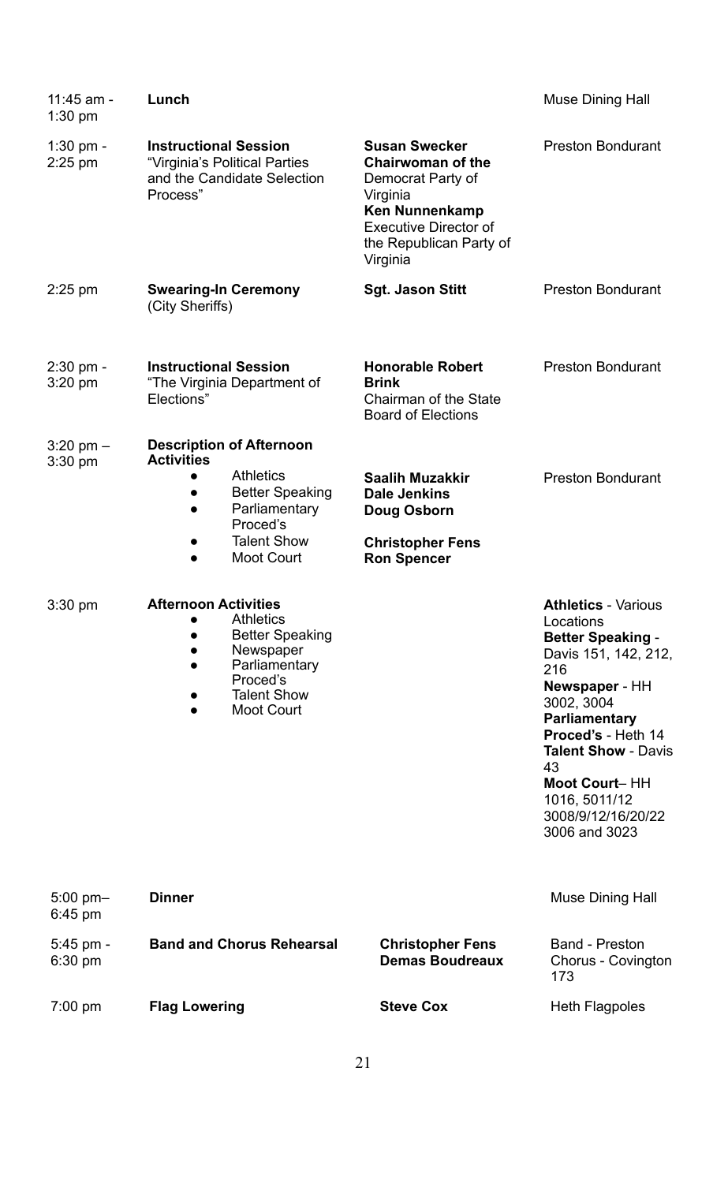| | | | |
|---|---|---|---|
| 11:45 am - 1:30 pm | **Lunch** | | Muse Dining Hall |
| 1:30 pm - 2:25 pm | **Instructional Session** "Virginia's Political Parties and the Candidate Selection Process" | **Susan Swecker** **Chairwoman of the** Democrat Party of Virginia **Ken Nunnenkamp** Executive Director of the Republican Party of Virginia | Preston Bondurant |
| 2:25 pm | **Swearing-In Ceremony** (City Sheriffs) | **Sgt. Jason Stitt** | Preston Bondurant |
| 2:30 pm - 3:20 pm | **Instructional Session** "The Virginia Department of Elections" | **Honorable Robert Brink** Chairman of the State Board of Elections | Preston Bondurant |
| 3:20 pm – 3:30 pm | **Description of Afternoon Activities**<br>• Athletics<br>• Better Speaking<br>• Parliamentary Proced's<br>• Talent Show<br>• Moot Court | **Saalih Muzakkir**<br>**Dale Jenkins**<br>**Doug Osborn**<br>**Christopher Fens**<br>**Ron Spencer** | Preston Bondurant |
| 3:30 pm | **Afternoon Activities**<br>• Athletics<br>• Better Speaking<br>• Newspaper<br>• Parliamentary Proced's<br>• Talent Show<br>• Moot Court | | **Athletics** - Various Locations<br>**Better Speaking** - Davis 151, 142, 212, 216<br>**Newspaper** - HH 3002, 3004<br>**Parliamentary Proced's** - Heth 14<br>**Talent Show** - Davis 43<br>**Moot Court**– HH 1016, 5011/12 3008/9/12/16/20/22 3006 and 3023 |
| 5:00 pm– 6:45 pm | **Dinner** | | Muse Dining Hall |
| 5:45 pm - 6:30 pm | **Band and Chorus Rehearsal** | **Christopher Fens** **Demas Boudreaux** | Band - Preston<br>Chorus - Covington 173 |
| 7:00 pm | **Flag Lowering** | **Steve Cox** | Heth Flagpoles |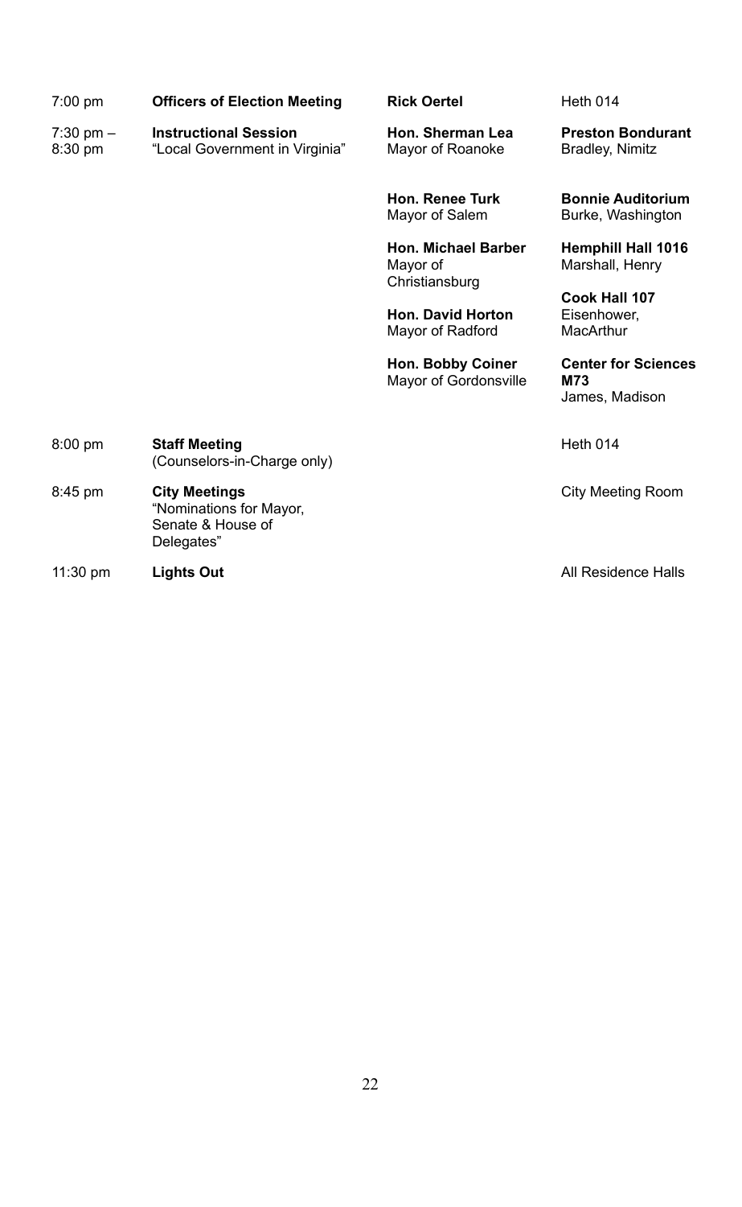| Time | Event | Speaker | Location |
|---|---|---|---|
| 7:00 pm | **Officers of Election Meeting** | **Rick Oertel** | Heth 014 |
| 7:30 pm – 8:30 pm | **Instructional Session** "Local Government in Virginia" | **Hon. Sherman Lea** Mayor of Roanoke | **Preston Bondurant** Bradley, Nimitz |
| | | **Hon. Renee Turk** Mayor of Salem | **Bonnie Auditorium** Burke, Washington |
| | | **Hon. Michael Barber** Mayor of Christiansburg | **Hemphill Hall 1016** Marshall, Henry |
| | | **Hon. David Horton** Mayor of Radford | **Cook Hall 107** Eisenhower, MacArthur |
| | | **Hon. Bobby Coiner** Mayor of Gordonsville | **Center for Sciences M73** James, Madison |
| 8:00 pm | **Staff Meeting** (Counselors-in-Charge only) | | Heth 014 |
| 8:45 pm | **City Meetings** "Nominations for Mayor, Senate & House of Delegates" | | City Meeting Room |
| 11:30 pm | **Lights Out** | | All Residence Halls |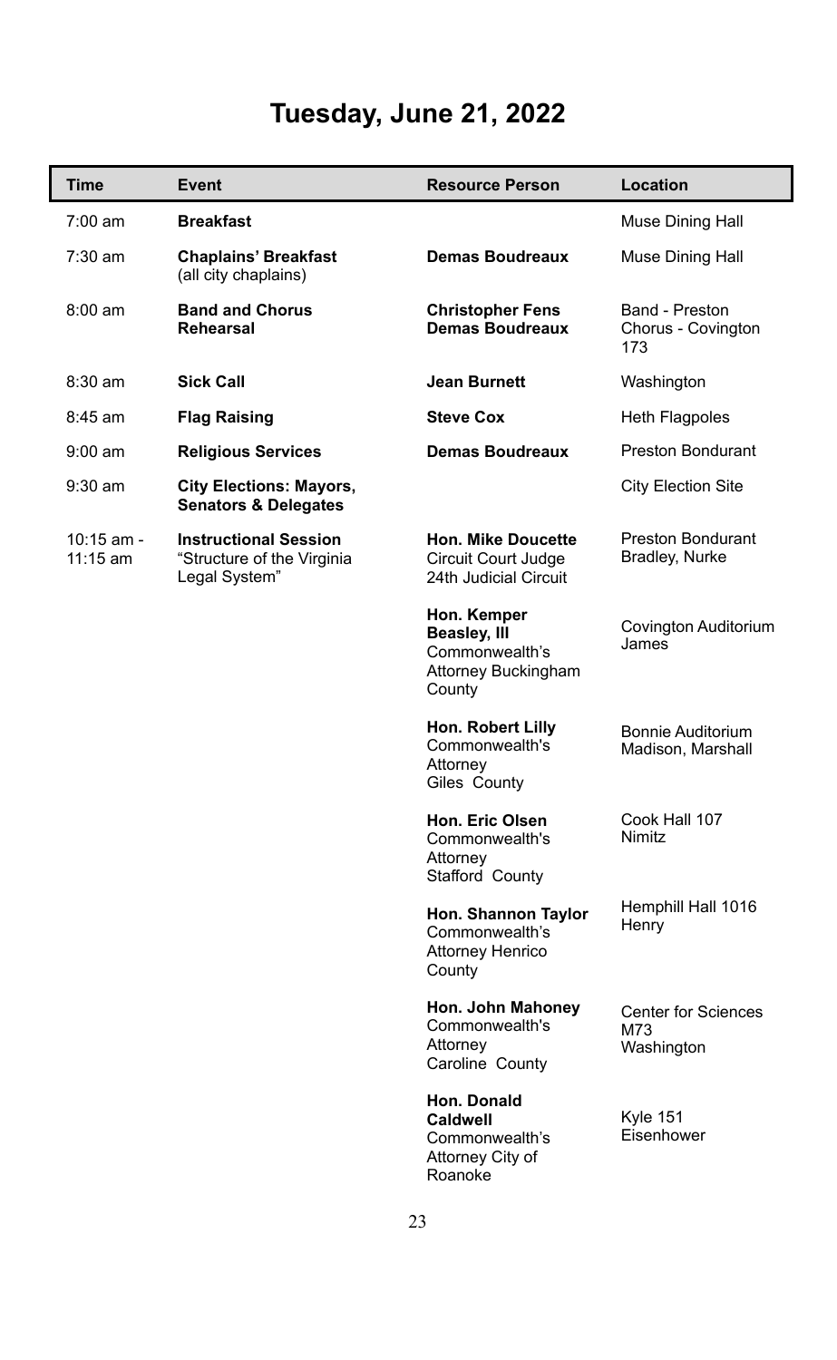# Tuesday, June 21, 2022

| Time | Event | Resource Person | Location |
|---|---|---|---|
| 7:00 am | **Breakfast** | | Muse Dining Hall |
| 7:30 am | **Chaplains' Breakfast** (all city chaplains) | **Demas Boudreaux** | Muse Dining Hall |
| 8:00 am | **Band and Chorus Rehearsal** | **Christopher Fens** **Demas Boudreaux** | Band - Preston Chorus - Covington 173 |
| 8:30 am | **Sick Call** | **Jean Burnett** | Washington |
| 8:45 am | **Flag Raising** | **Steve Cox** | Heth Flagpoles |
| 9:00 am | **Religious Services** | **Demas Boudreaux** | Preston Bondurant |
| 9:30 am | **City Elections: Mayors, Senators & Delegates** | | City Election Site |
| 10:15 am - 11:15 am | **Instructional Session** "Structure of the Virginia Legal System" | **Hon. Mike Doucette** Circuit Court Judge 24th Judicial Circuit | Preston Bondurant Bradley, Nurke |
| | | **Hon. Kemper Beasley, III** Commonwealth's Attorney Buckingham County | Covington Auditorium James |
| | | **Hon. Robert Lilly** Commonwealth's Attorney Giles County | Bonnie Auditorium Madison, Marshall |
| | | **Hon. Eric Olsen** Commonwealth's Attorney Stafford County | Cook Hall 107 Nimitz |
| | | **Hon. Shannon Taylor** Commonwealth's Attorney Henrico County | Hemphill Hall 1016 Henry |
| | | **Hon. John Mahoney** Commonwealth's Attorney Caroline County | Center for Sciences M73 Washington |
| | | **Hon. Donald Caldwell** Commonwealth's Attorney City of Roanoke | Kyle 151 Eisenhower |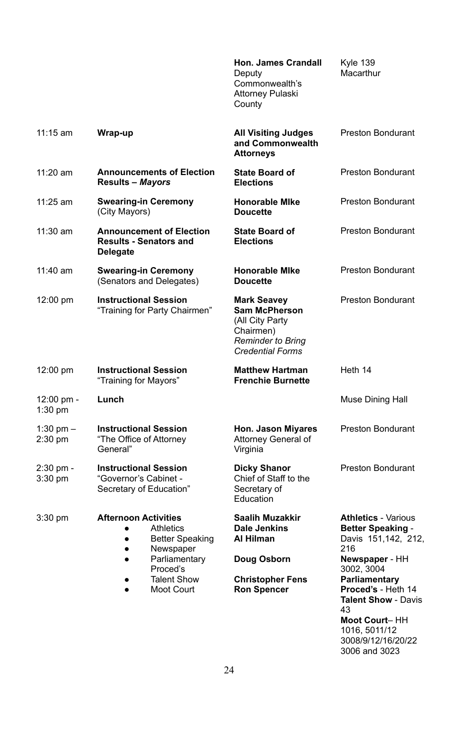| | | | |
|---|---|---|---|
| | | **Hon. James Crandall** Deputy Commonwealth's Attorney Pulaski County | Kyle 139 Macarthur |
| 11:15 am | **Wrap-up** | **All Visiting Judges and Commonwealth Attorneys** | Preston Bondurant |
| 11:20 am | **Announcements of Election Results – *Mayors*** | **State Board of Elections** | Preston Bondurant |
| 11:25 am | **Swearing-in Ceremony** (City Mayors) | **Honorable MIke Doucette** | Preston Bondurant |
| 11:30 am | **Announcement of Election Results - Senators and Delegate** | **State Board of Elections** | Preston Bondurant |
| 11:40 am | **Swearing-in Ceremony** (Senators and Delegates) | **Honorable MIke Doucette** | Preston Bondurant |
| 12:00 pm | **Instructional Session** "Training for Party Chairmen" | **Mark Seavey** **Sam McPherson** (All City Party Chairmen) *Reminder to Bring Credential Forms* | Preston Bondurant |
| 12:00 pm | **Instructional Session** "Training for Mayors" | **Matthew Hartman** **Frenchie Burnette** | Heth 14 |
| 12:00 pm - 1:30 pm | **Lunch** | | Muse Dining Hall |
| 1:30 pm – 2:30 pm | **Instructional Session** "The Office of Attorney General" | **Hon. Jason Miyares** Attorney General of Virginia | Preston Bondurant |
| 2:30 pm - 3:30 pm | **Instructional Session** "Governor's Cabinet - Secretary of Education" | **Dicky Shanor** Chief of Staff to the Secretary of Education | Preston Bondurant |
| 3:30 pm | **Afternoon Activities** <br>• Athletics <br>• Better Speaking <br>• Newspaper <br>• Parliamentary Proced's <br>• Talent Show <br>• Moot Court | **Saalih Muzakkir** <br>**Dale Jenkins** <br>**Al Hilman** <br>**Doug Osborn** <br>**Christopher Fens** <br>**Ron Spencer** | **Athletics** - Various <br>**Better Speaking** - Davis 151,142, 212, 216 <br>**Newspaper** - HH 3002, 3004 <br>**Parliamentary Proced's** - Heth 14 <br>**Talent Show** - Davis 43 <br>**Moot Court**– HH 1016, 5011/12 3008/9/12/16/20/22 3006 and 3023 |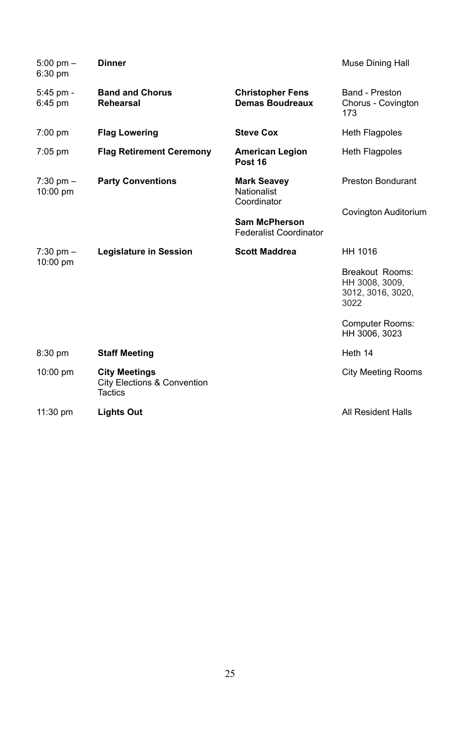| Time | Event | Leader | Location |
|---|---|---|---|
| 5:00 pm – 6:30 pm | **Dinner** | | Muse Dining Hall |
| 5:45 pm - 6:45 pm | **Band and Chorus Rehearsal** | **Christopher Fens**<br>**Demas Boudreaux** | Band - Preston<br>Chorus - Covington 173 |
| 7:00 pm | **Flag Lowering** | **Steve Cox** | Heth Flagpoles |
| 7:05 pm | **Flag Retirement Ceremony** | **American Legion Post 16** | Heth Flagpoles |
| 7:30 pm – 10:00 pm | **Party Conventions** | **Mark Seavey**<br>Nationalist Coordinator<br><br>**Sam McPherson**<br>Federalist Coordinator | Preston Bondurant<br><br>Covington Auditorium |
| 7:30 pm – 10:00 pm | **Legislature in Session** | **Scott Maddrea** | HH 1016<br><br>Breakout Rooms: HH 3008, 3009, 3012, 3016, 3020, 3022<br><br>Computer Rooms: HH 3006, 3023 |
| 8:30 pm | **Staff Meeting** | | Heth 14 |
| 10:00 pm | **City Meetings**<br>City Elections & Convention Tactics | | City Meeting Rooms |
| 11:30 pm | **Lights Out** | | All Resident Halls |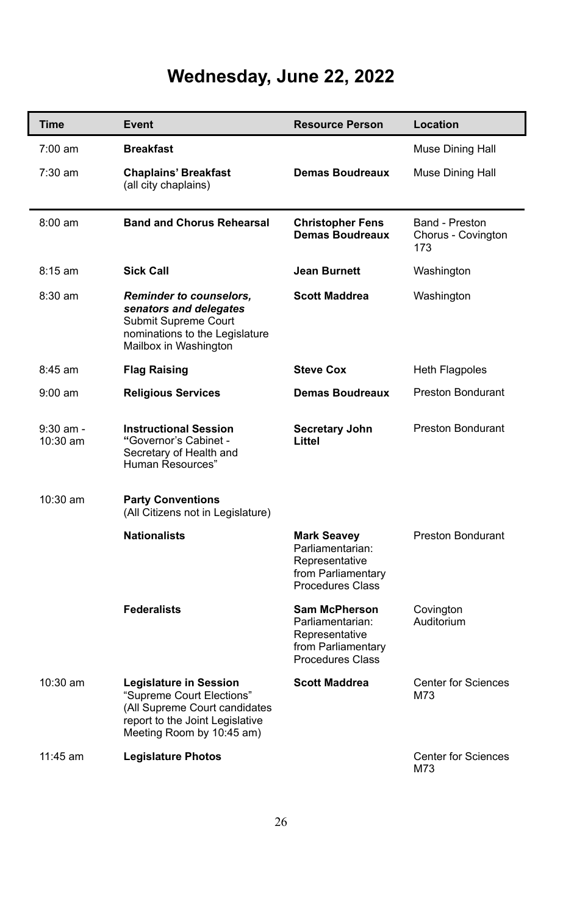# Wednesday, June 22, 2022

| Time | Event | Resource Person | Location |
|---|---|---|---|
| 7:00 am | **Breakfast** | | Muse Dining Hall |
| 7:30 am | **Chaplains' Breakfast** (all city chaplains) | **Demas Boudreaux** | Muse Dining Hall |
| 8:00 am | **Band and Chorus Rehearsal** | **Christopher Fens** **Demas Boudreaux** | Band - Preston Chorus - Covington 173 |
| 8:15 am | **Sick Call** | **Jean Burnett** | Washington |
| 8:30 am | ***Reminder to counselors, senators and delegates*** Submit Supreme Court nominations to the Legislature Mailbox in Washington | **Scott Maddrea** | Washington |
| 8:45 am | **Flag Raising** | **Steve Cox** | Heth Flagpoles |
| 9:00 am | **Religious Services** | **Demas Boudreaux** | Preston Bondurant |
| 9:30 am - 10:30 am | **Instructional Session** **"**Governor's Cabinet - Secretary of Health and Human Resources" | **Secretary John Littel** | Preston Bondurant |
| 10:30 am | **Party Conventions** (All Citizens not in Legislature) | | |
| | **Nationalists** | **Mark Seavey** Parliamentarian: Representative from Parliamentary Procedures Class | Preston Bondurant |
| | **Federalists** | **Sam McPherson** Parliamentarian: Representative from Parliamentary Procedures Class | Covington Auditorium |
| 10:30 am | **Legislature in Session** "Supreme Court Elections" (All Supreme Court candidates report to the Joint Legislative Meeting Room by 10:45 am) | **Scott Maddrea** | Center for Sciences M73 |
| 11:45 am | **Legislature Photos** | | Center for Sciences M73 |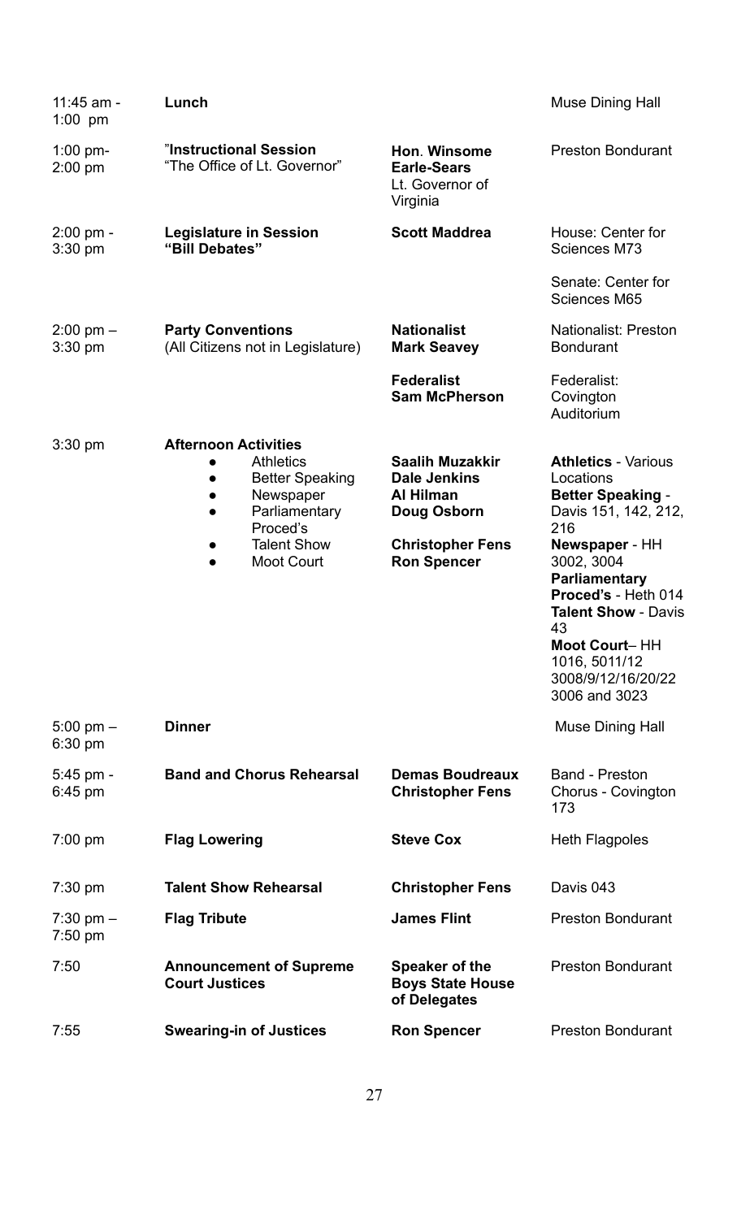| | | | |
|---|---|---|---|
| 11:45 am - 1:00 pm | **Lunch** | | Muse Dining Hall |
| 1:00 pm- 2:00 pm | "**Instructional Session** "The Office of Lt. Governor" | **Hon. Winsome Earle-Sears** Lt. Governor of Virginia | Preston Bondurant |
| 2:00 pm - 3:30 pm | **Legislature in Session "Bill Debates"** | **Scott Maddrea** | House: Center for Sciences M73<br><br>Senate: Center for Sciences M65 |
| 2:00 pm – 3:30 pm | **Party Conventions** (All Citizens not in Legislature) | **Nationalist Mark Seavey**<br><br>**Federalist Sam McPherson** | Nationalist: Preston Bondurant<br><br>Federalist: Covington Auditorium |
| 3:30 pm | **Afternoon Activities**<br>• Athletics<br>• Better Speaking<br>• Newspaper<br>• Parliamentary Proced's<br>• Talent Show<br>• Moot Court | **Saalih Muzakkir**<br>**Dale Jenkins**<br>**Al Hilman**<br>**Doug Osborn**<br><br>**Christopher Fens**<br>**Ron Spencer** | **Athletics** - Various Locations<br>**Better Speaking** - Davis 151, 142, 212, 216<br>**Newspaper** - HH 3002, 3004<br>**Parliamentary Proced's** - Heth 014<br>**Talent Show** - Davis 43<br>**Moot Court**– HH 1016, 5011/12 3008/9/12/16/20/22 3006 and 3023 |
| 5:00 pm – 6:30 pm | **Dinner** | | Muse Dining Hall |
| 5:45 pm - 6:45 pm | **Band and Chorus Rehearsal** | **Demas Boudreaux Christopher Fens** | Band - Preston<br>Chorus - Covington 173 |
| 7:00 pm | **Flag Lowering** | **Steve Cox** | Heth Flagpoles |
| 7:30 pm | **Talent Show Rehearsal** | **Christopher Fens** | Davis 043 |
| 7:30 pm – 7:50 pm | **Flag Tribute** | **James Flint** | Preston Bondurant |
| 7:50 | **Announcement of Supreme Court Justices** | **Speaker of the Boys State House of Delegates** | Preston Bondurant |
| 7:55 | **Swearing-in of Justices** | **Ron Spencer** | Preston Bondurant |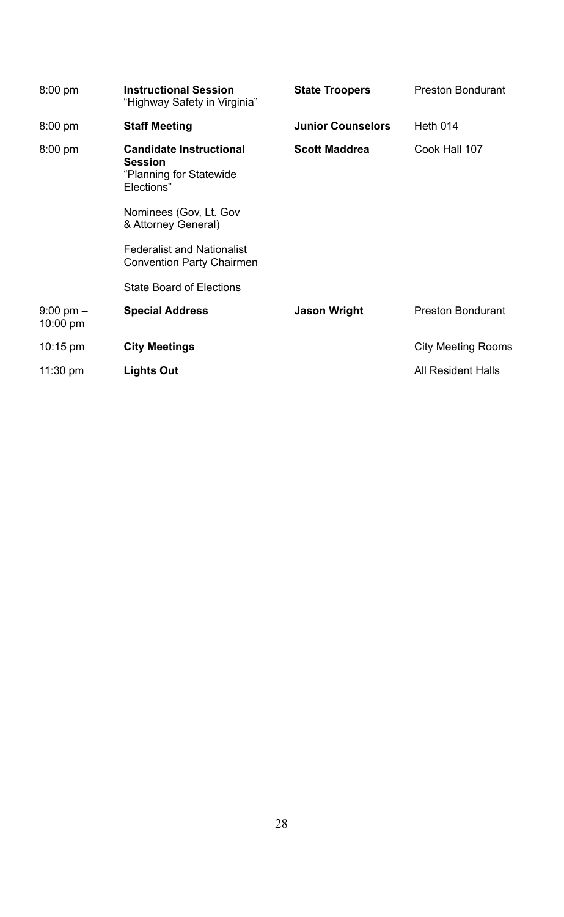| | | | |
|---|---|---|---|
| 8:00 pm | **Instructional Session** "Highway Safety in Virginia" | **State Troopers** | Preston Bondurant |
| 8:00 pm | **Staff Meeting** | **Junior Counselors** | Heth 014 |
| 8:00 pm | **Candidate Instructional Session** "Planning for Statewide Elections"<br><br>Nominees (Gov, Lt. Gov & Attorney General)<br><br>Federalist and Nationalist Convention Party Chairmen<br><br>State Board of Elections | **Scott Maddrea** | Cook Hall 107 |
| 9:00 pm – 10:00 pm | **Special Address** | **Jason Wright** | Preston Bondurant |
| 10:15 pm | **City Meetings** | | City Meeting Rooms |
| 11:30 pm | **Lights Out** | | All Resident Halls |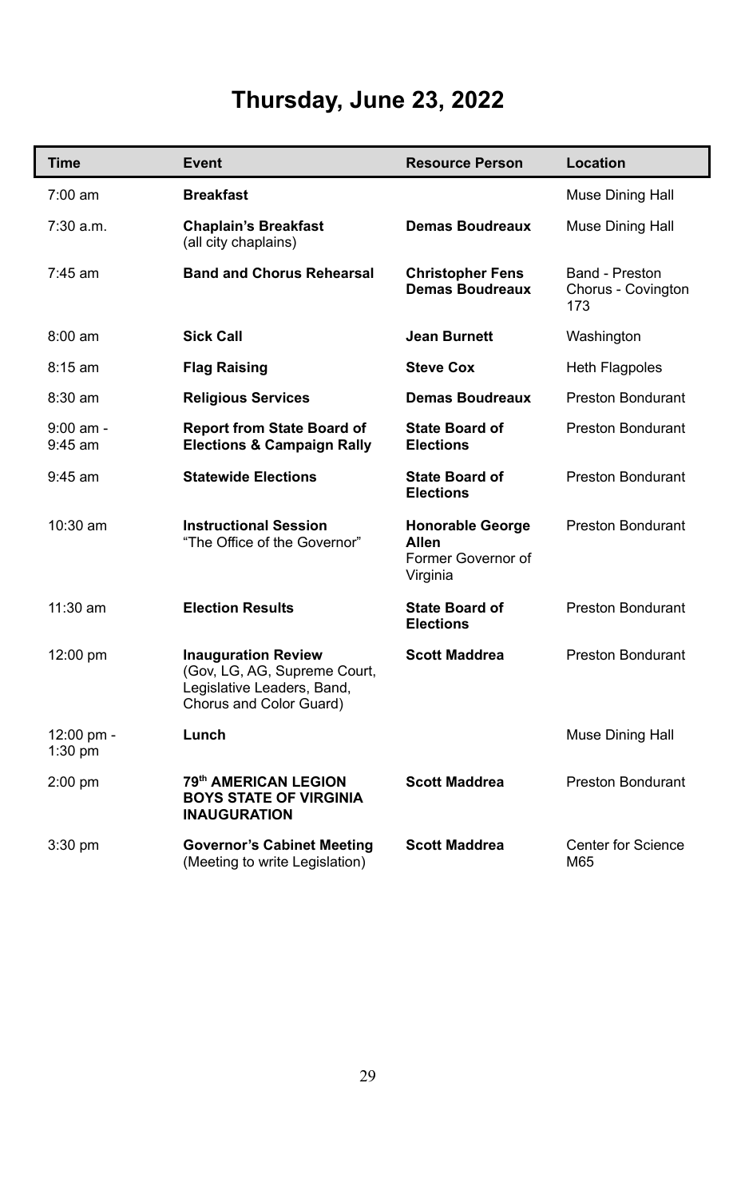# Thursday, June 23, 2022

| Time | Event | Resource Person | Location |
| --- | --- | --- | --- |
| 7:00 am | **Breakfast** | | Muse Dining Hall |
| 7:30 a.m. | **Chaplain's Breakfast** (all city chaplains) | **Demas Boudreaux** | Muse Dining Hall |
| 7:45 am | **Band and Chorus Rehearsal** | **Christopher Fens** **Demas Boudreaux** | Band - Preston Chorus - Covington 173 |
| 8:00 am | **Sick Call** | **Jean Burnett** | Washington |
| 8:15 am | **Flag Raising** | **Steve Cox** | Heth Flagpoles |
| 8:30 am | **Religious Services** | **Demas Boudreaux** | Preston Bondurant |
| 9:00 am - 9:45 am | **Report from State Board of Elections & Campaign Rally** | **State Board of Elections** | Preston Bondurant |
| 9:45 am | **Statewide Elections** | **State Board of Elections** | Preston Bondurant |
| 10:30 am | **Instructional Session** "The Office of the Governor" | **Honorable George Allen** Former Governor of Virginia | Preston Bondurant |
| 11:30 am | **Election Results** | **State Board of Elections** | Preston Bondurant |
| 12:00 pm | **Inauguration Review** (Gov, LG, AG, Supreme Court, Legislative Leaders, Band, Chorus and Color Guard) | **Scott Maddrea** | Preston Bondurant |
| 12:00 pm - 1:30 pm | **Lunch** | | Muse Dining Hall |
| 2:00 pm | **79th AMERICAN LEGION BOYS STATE OF VIRGINIA INAUGURATION** | **Scott Maddrea** | Preston Bondurant |
| 3:30 pm | **Governor's Cabinet Meeting** (Meeting to write Legislation) | **Scott Maddrea** | Center for Science M65 |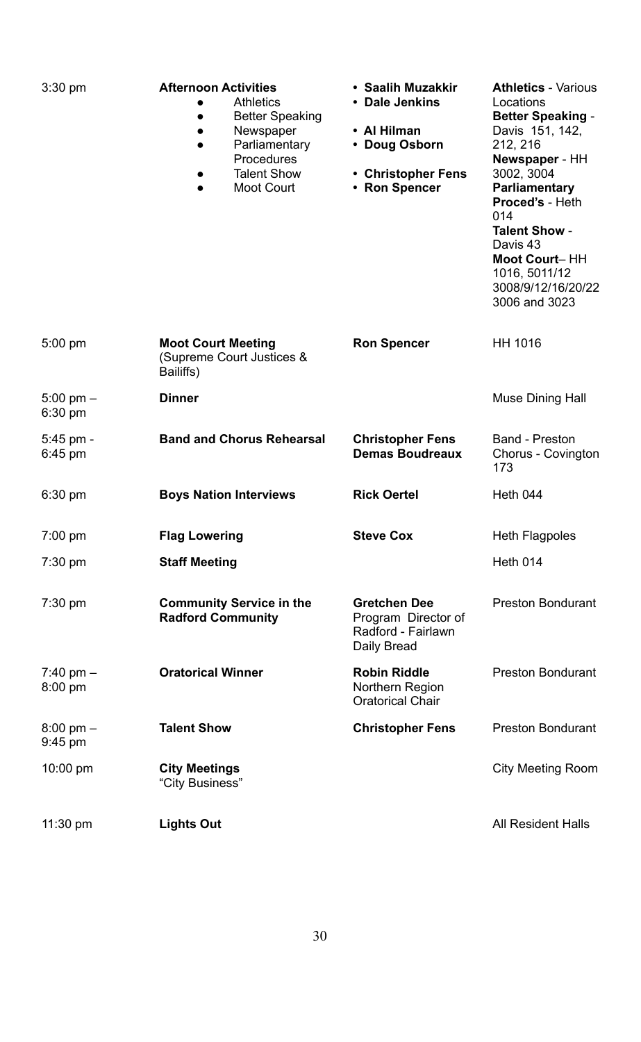| | | | |
|---|---|---|---|
| 3:30 pm | **Afternoon Activities**<br>• Athletics<br>• Better Speaking<br>• Newspaper<br>• Parliamentary Procedures<br>• Talent Show<br>• Moot Court | • **Saalih Muzakkir**<br>• **Dale Jenkins**<br>• **Al Hilman**<br>• **Doug Osborn**<br>• **Christopher Fens**<br>• **Ron Spencer** | **Athletics** - Various Locations<br>**Better Speaking** - Davis 151, 142, 212, 216<br>**Newspaper** - HH 3002, 3004<br>**Parliamentary Proced's** - Heth 014<br>**Talent Show** - Davis 43<br>**Moot Court**– HH 1016, 5011/12 3008/9/12/16/20/22 3006 and 3023 |
| 5:00 pm | **Moot Court Meeting** (Supreme Court Justices & Bailiffs) | **Ron Spencer** | HH 1016 |
| 5:00 pm – 6:30 pm | **Dinner** | | Muse Dining Hall |
| 5:45 pm - 6:45 pm | **Band and Chorus Rehearsal** | **Christopher Fens**<br>**Demas Boudreaux** | Band - Preston<br>Chorus - Covington 173 |
| 6:30 pm | **Boys Nation Interviews** | **Rick Oertel** | Heth 044 |
| 7:00 pm | **Flag Lowering** | **Steve Cox** | Heth Flagpoles |
| 7:30 pm | **Staff Meeting** | | Heth 014 |
| 7:30 pm | **Community Service in the Radford Community** | **Gretchen Dee**<br>Program Director of Radford - Fairlawn Daily Bread | Preston Bondurant |
| 7:40 pm – 8:00 pm | **Oratorical Winner** | **Robin Riddle**<br>Northern Region Oratorical Chair | Preston Bondurant |
| 8:00 pm – 9:45 pm | **Talent Show** | **Christopher Fens** | Preston Bondurant |
| 10:00 pm | **City Meetings**<br>"City Business" | | City Meeting Room |
| 11:30 pm | **Lights Out** | | All Resident Halls |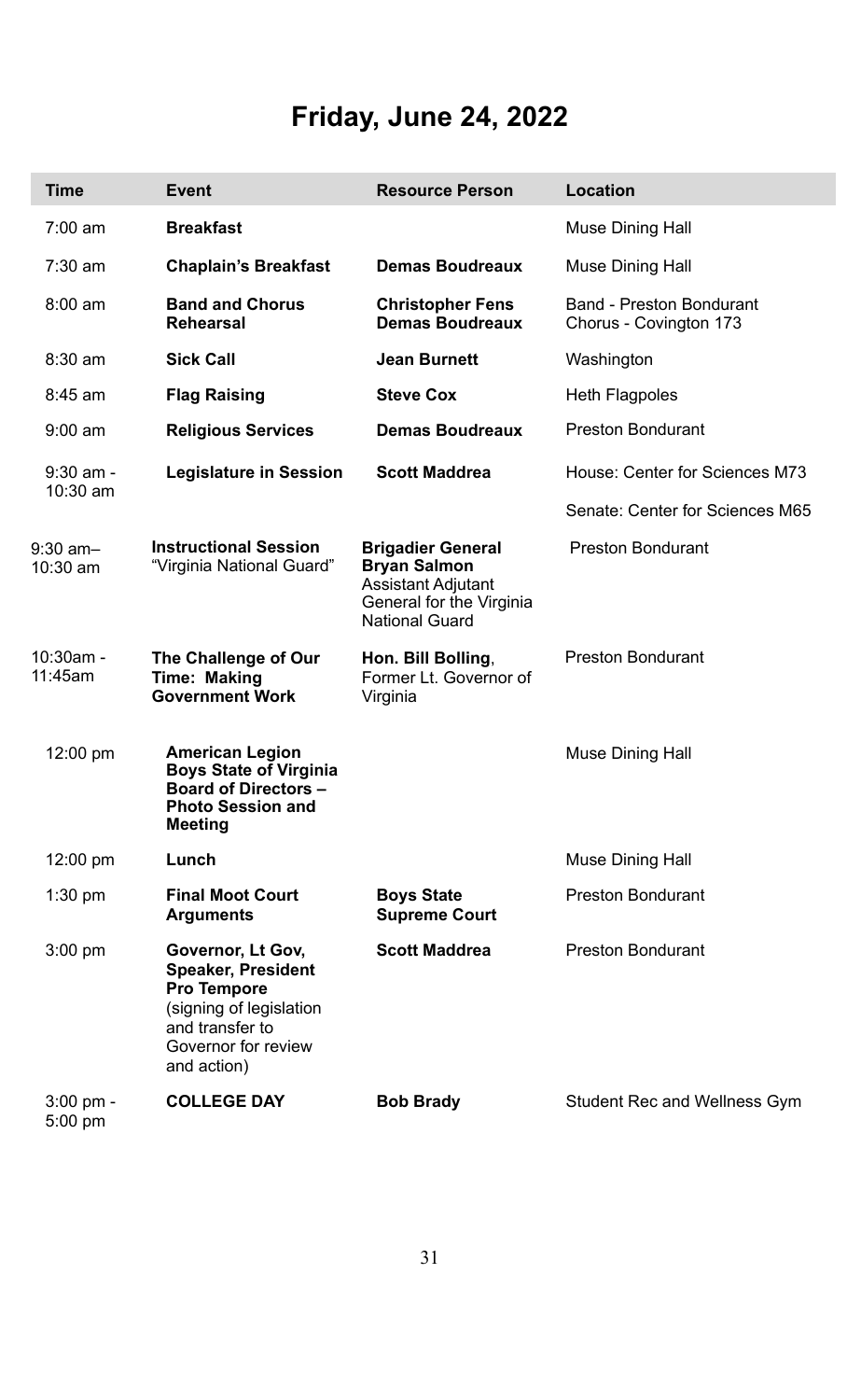# Friday, June 24, 2022

| Time | Event | Resource Person | Location |
|---|---|---|---|
| 7:00 am | **Breakfast** | | Muse Dining Hall |
| 7:30 am | **Chaplain's Breakfast** | **Demas Boudreaux** | Muse Dining Hall |
| 8:00 am | **Band and Chorus Rehearsal** | **Christopher Fens** **Demas Boudreaux** | Band - Preston Bondurant Chorus - Covington 173 |
| 8:30 am | **Sick Call** | **Jean Burnett** | Washington |
| 8:45 am | **Flag Raising** | **Steve Cox** | Heth Flagpoles |
| 9:00 am | **Religious Services** | **Demas Boudreaux** | Preston Bondurant |
| 9:30 am - 10:30 am | **Legislature in Session** | **Scott Maddrea** | House: Center for Sciences M73 Senate: Center for Sciences M65 |
| 9:30 am– 10:30 am | **Instructional Session** "Virginia National Guard" | **Brigadier General Bryan Salmon** Assistant Adjutant General for the Virginia National Guard | Preston Bondurant |
| 10:30am - 11:45am | **The Challenge of Our Time: Making Government Work** | **Hon. Bill Bolling**, Former Lt. Governor of Virginia | Preston Bondurant |
| 12:00 pm | **American Legion Boys State of Virginia Board of Directors – Photo Session and Meeting** | | Muse Dining Hall |
| 12:00 pm | **Lunch** | | Muse Dining Hall |
| 1:30 pm | **Final Moot Court Arguments** | **Boys State Supreme Court** | Preston Bondurant |
| 3:00 pm | **Governor, Lt Gov, Speaker, President Pro Tempore** (signing of legislation and transfer to Governor for review and action) | **Scott Maddrea** | Preston Bondurant |
| 3:00 pm - 5:00 pm | **COLLEGE DAY** | **Bob Brady** | Student Rec and Wellness Gym |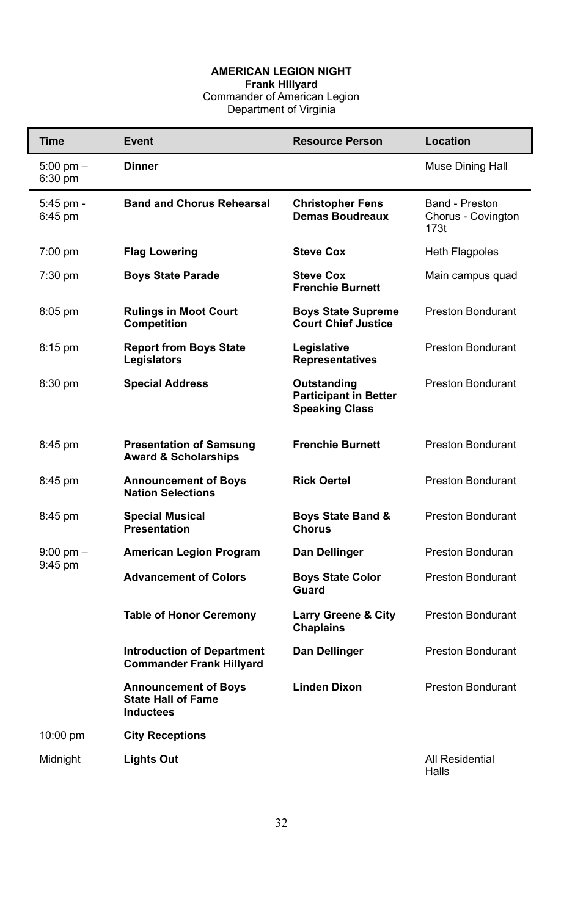**AMERICAN LEGION NIGHT**

**Frank HIllyard**

Commander of American Legion
Department of Virginia

| Time | Event | Resource Person | Location |
|---|---|---|---|
| 5:00 pm – 6:30 pm | **Dinner** | | Muse Dining Hall |
| 5:45 pm - 6:45 pm | **Band and Chorus Rehearsal** | **Christopher Fens Demas Boudreaux** | Band - Preston Chorus - Covington 173t |
| 7:00 pm | **Flag Lowering** | **Steve Cox** | Heth Flagpoles |
| 7:30 pm | **Boys State Parade** | **Steve Cox Frenchie Burnett** | Main campus quad |
| 8:05 pm | **Rulings in Moot Court Competition** | **Boys State Supreme Court Chief Justice** | Preston Bondurant |
| 8:15 pm | **Report from Boys State Legislators** | **Legislative Representatives** | Preston Bondurant |
| 8:30 pm | **Special Address** | **Outstanding Participant in Better Speaking Class** | Preston Bondurant |
| 8:45 pm | **Presentation of Samsung Award & Scholarships** | **Frenchie Burnett** | Preston Bondurant |
| 8:45 pm | **Announcement of Boys Nation Selections** | **Rick Oertel** | Preston Bondurant |
| 8:45 pm | **Special Musical Presentation** | **Boys State Band & Chorus** | Preston Bondurant |
| 9:00 pm – 9:45 pm | **American Legion Program** | **Dan Dellinger** | Preston Bonduran |
| | **Advancement of Colors** | **Boys State Color Guard** | Preston Bondurant |
| | **Table of Honor Ceremony** | **Larry Greene & City Chaplains** | Preston Bondurant |
| | **Introduction of Department Commander Frank Hillyard** | **Dan Dellinger** | Preston Bondurant |
| | **Announcement of Boys State Hall of Fame Inductees** | **Linden Dixon** | Preston Bondurant |
| 10:00 pm | **City Receptions** | | |
| Midnight | **Lights Out** | | All Residential Halls |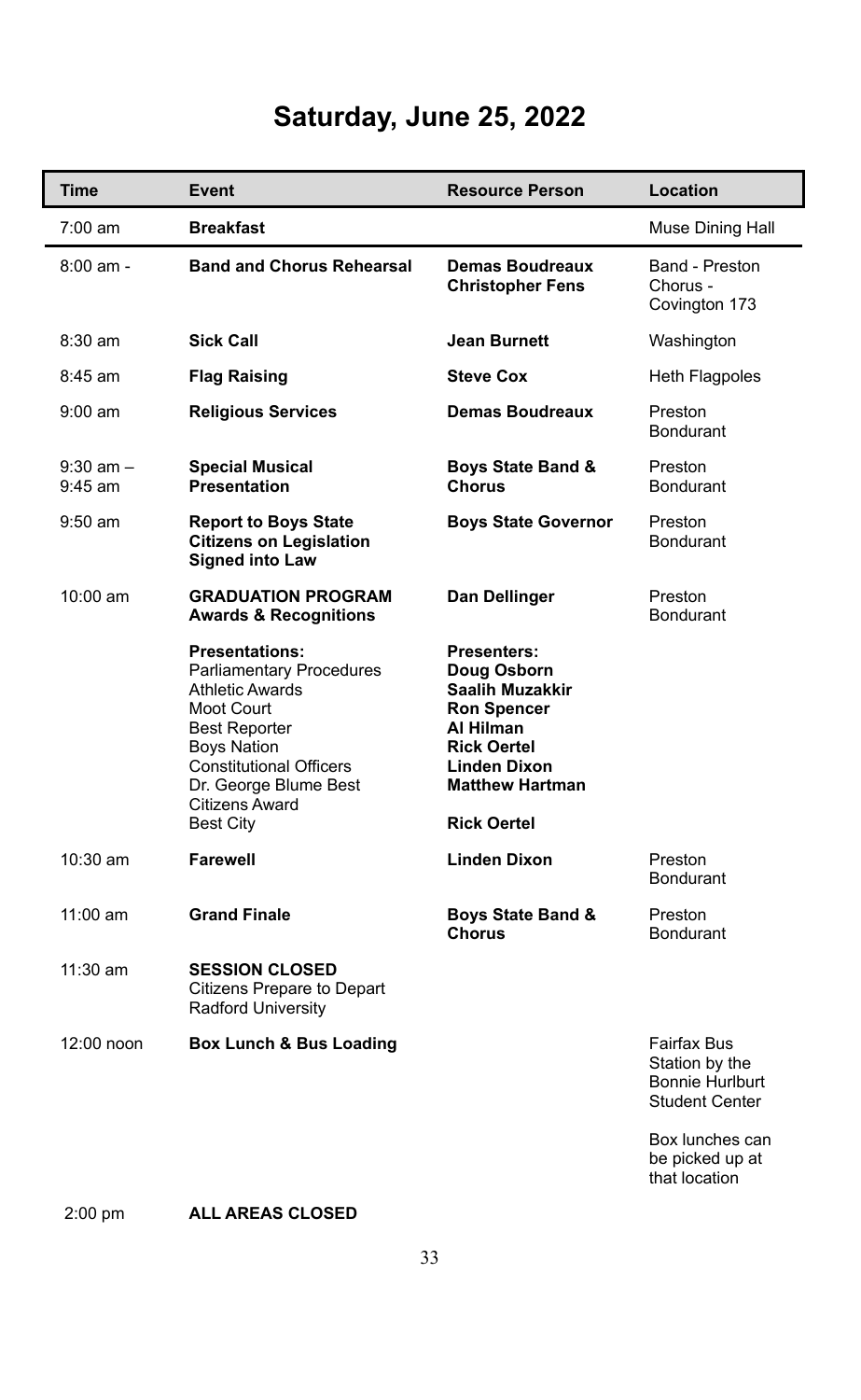# Saturday, June 25, 2022

| Time | Event | Resource Person | Location |
|---|---|---|---|
| 7:00 am | **Breakfast** | | Muse Dining Hall |
| 8:00 am - | **Band and Chorus Rehearsal** | **Demas Boudreaux**<br>**Christopher Fens** | Band - Preston<br>Chorus - Covington 173 |
| 8:30 am | **Sick Call** | **Jean Burnett** | Washington |
| 8:45 am | **Flag Raising** | **Steve Cox** | Heth Flagpoles |
| 9:00 am | **Religious Services** | **Demas Boudreaux** | Preston Bondurant |
| 9:30 am – 9:45 am | **Special Musical Presentation** | **Boys State Band & Chorus** | Preston Bondurant |
| 9:50 am | **Report to Boys State Citizens on Legislation Signed into Law** | **Boys State Governor** | Preston Bondurant |
| 10:00 am | **GRADUATION PROGRAM Awards & Recognitions** | **Dan Dellinger** | Preston Bondurant |
| | **Presentations:**<br>Parliamentary Procedures<br>Athletic Awards<br>Moot Court<br>Best Reporter<br>Boys Nation<br>Constitutional Officers<br>Dr. George Blume Best Citizens Award<br>Best City | **Presenters:**<br>**Doug Osborn**<br>**Saalih Muzakkir**<br>**Ron Spencer**<br>**Al Hilman**<br>**Rick Oertel**<br>**Linden Dixon**<br>**Matthew Hartman**<br><br>**Rick Oertel** | |
| 10:30 am | **Farewell** | **Linden Dixon** | Preston Bondurant |
| 11:00 am | **Grand Finale** | **Boys State Band & Chorus** | Preston Bondurant |
| 11:30 am | **SESSION CLOSED**<br>Citizens Prepare to Depart Radford University | | |
| 12:00 noon | **Box Lunch & Bus Loading** | | Fairfax Bus Station by the Bonnie Hurlburt Student Center<br><br>Box lunches can be picked up at that location |
| 2:00 pm | **ALL AREAS CLOSED** | | |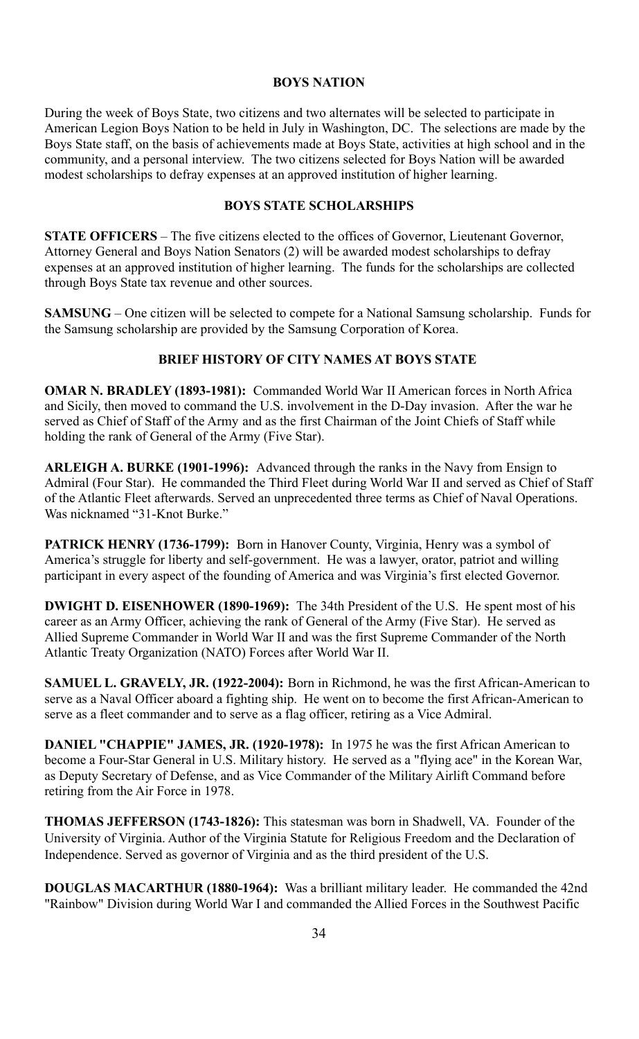## BOYS NATION

During the week of Boys State, two citizens and two alternates will be selected to participate in American Legion Boys Nation to be held in July in Washington, DC. The selections are made by the Boys State staff, on the basis of achievements made at Boys State, activities at high school and in the community, and a personal interview. The two citizens selected for Boys Nation will be awarded modest scholarships to defray expenses at an approved institution of higher learning.

## BOYS STATE SCHOLARSHIPS

**STATE OFFICERS** – The five citizens elected to the offices of Governor, Lieutenant Governor, Attorney General and Boys Nation Senators (2) will be awarded modest scholarships to defray expenses at an approved institution of higher learning. The funds for the scholarships are collected through Boys State tax revenue and other sources.

**SAMSUNG** – One citizen will be selected to compete for a National Samsung scholarship. Funds for the Samsung scholarship are provided by the Samsung Corporation of Korea.

## BRIEF HISTORY OF CITY NAMES AT BOYS STATE

**OMAR N. BRADLEY (1893-1981):** Commanded World War II American forces in North Africa and Sicily, then moved to command the U.S. involvement in the D-Day invasion. After the war he served as Chief of Staff of the Army and as the first Chairman of the Joint Chiefs of Staff while holding the rank of General of the Army (Five Star).

**ARLEIGH A. BURKE (1901-1996):** Advanced through the ranks in the Navy from Ensign to Admiral (Four Star). He commanded the Third Fleet during World War II and served as Chief of Staff of the Atlantic Fleet afterwards. Served an unprecedented three terms as Chief of Naval Operations. Was nicknamed "31-Knot Burke."

**PATRICK HENRY (1736-1799):** Born in Hanover County, Virginia, Henry was a symbol of America's struggle for liberty and self-government. He was a lawyer, orator, patriot and willing participant in every aspect of the founding of America and was Virginia's first elected Governor.

**DWIGHT D. EISENHOWER (1890-1969):** The 34th President of the U.S. He spent most of his career as an Army Officer, achieving the rank of General of the Army (Five Star). He served as Allied Supreme Commander in World War II and was the first Supreme Commander of the North Atlantic Treaty Organization (NATO) Forces after World War II.

**SAMUEL L. GRAVELY, JR. (1922-2004):** Born in Richmond, he was the first African-American to serve as a Naval Officer aboard a fighting ship. He went on to become the first African-American to serve as a fleet commander and to serve as a flag officer, retiring as a Vice Admiral.

**DANIEL "CHAPPIE" JAMES, JR. (1920-1978):** In 1975 he was the first African American to become a Four-Star General in U.S. Military history. He served as a "flying ace" in the Korean War, as Deputy Secretary of Defense, and as Vice Commander of the Military Airlift Command before retiring from the Air Force in 1978.

**THOMAS JEFFERSON (1743-1826):** This statesman was born in Shadwell, VA. Founder of the University of Virginia. Author of the Virginia Statute for Religious Freedom and the Declaration of Independence. Served as governor of Virginia and as the third president of the U.S.

**DOUGLAS MACARTHUR (1880-1964):** Was a brilliant military leader. He commanded the 42nd "Rainbow" Division during World War I and commanded the Allied Forces in the Southwest Pacific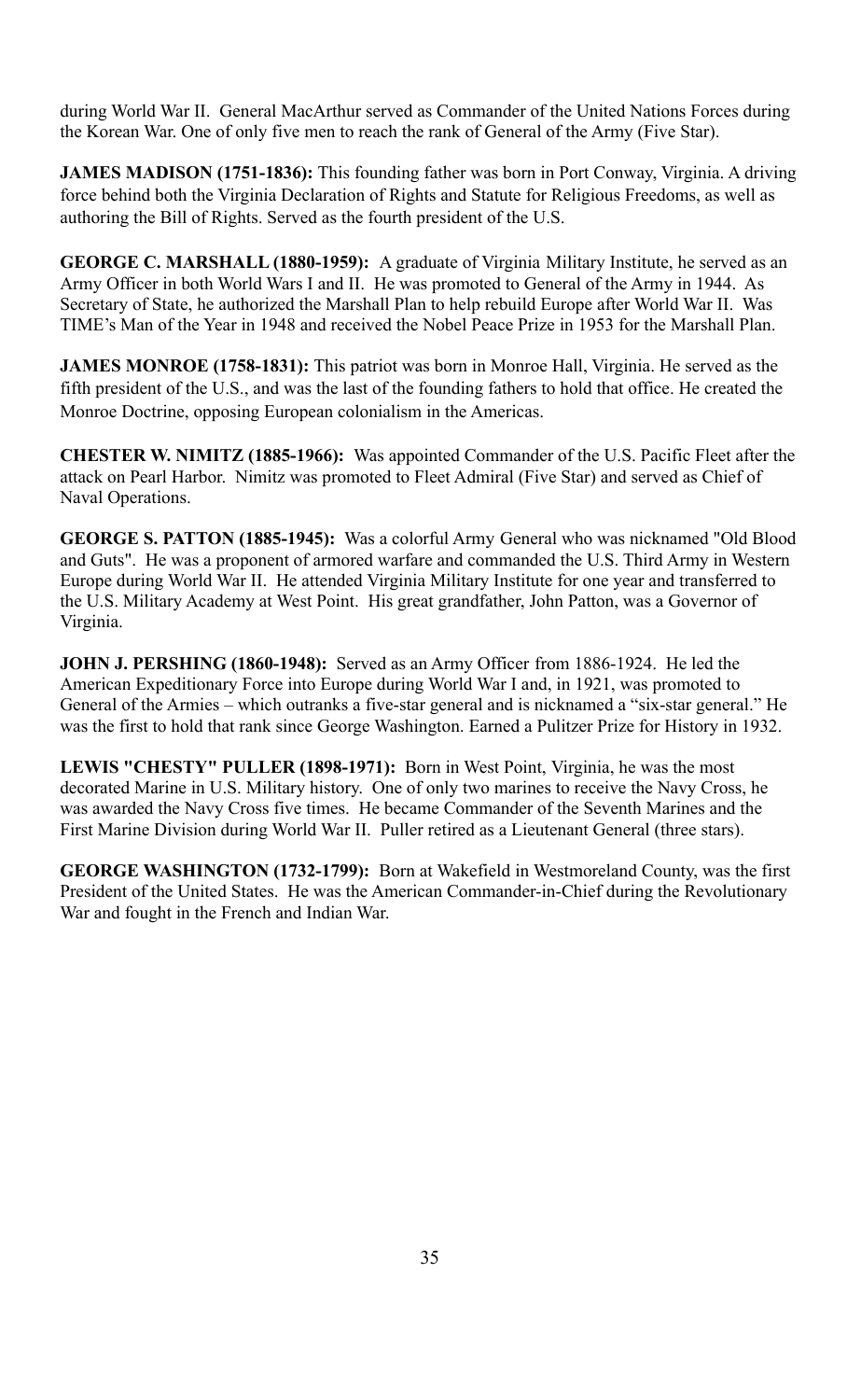during World War II. General MacArthur served as Commander of the United Nations Forces during the Korean War. One of only five men to reach the rank of General of the Army (Five Star).

**JAMES MADISON (1751-1836):** This founding father was born in Port Conway, Virginia. A driving force behind both the Virginia Declaration of Rights and Statute for Religious Freedoms, as well as authoring the Bill of Rights. Served as the fourth president of the U.S.

**GEORGE C. MARSHALL (1880-1959):** A graduate of Virginia Military Institute, he served as an Army Officer in both World Wars I and II. He was promoted to General of the Army in 1944. As Secretary of State, he authorized the Marshall Plan to help rebuild Europe after World War II. Was TIME's Man of the Year in 1948 and received the Nobel Peace Prize in 1953 for the Marshall Plan.

**JAMES MONROE (1758-1831):** This patriot was born in Monroe Hall, Virginia. He served as the fifth president of the U.S., and was the last of the founding fathers to hold that office. He created the Monroe Doctrine, opposing European colonialism in the Americas.

**CHESTER W. NIMITZ (1885-1966):** Was appointed Commander of the U.S. Pacific Fleet after the attack on Pearl Harbor. Nimitz was promoted to Fleet Admiral (Five Star) and served as Chief of Naval Operations.

**GEORGE S. PATTON (1885-1945):** Was a colorful Army General who was nicknamed "Old Blood and Guts". He was a proponent of armored warfare and commanded the U.S. Third Army in Western Europe during World War II. He attended Virginia Military Institute for one year and transferred to the U.S. Military Academy at West Point. His great grandfather, John Patton, was a Governor of Virginia.

**JOHN J. PERSHING (1860-1948):** Served as an Army Officer from 1886-1924. He led the American Expeditionary Force into Europe during World War I and, in 1921, was promoted to General of the Armies – which outranks a five-star general and is nicknamed a "six-star general." He was the first to hold that rank since George Washington. Earned a Pulitzer Prize for History in 1932.

**LEWIS "CHESTY" PULLER (1898-1971):** Born in West Point, Virginia, he was the most decorated Marine in U.S. Military history. One of only two marines to receive the Navy Cross, he was awarded the Navy Cross five times. He became Commander of the Seventh Marines and the First Marine Division during World War II. Puller retired as a Lieutenant General (three stars).

**GEORGE WASHINGTON (1732-1799):** Born at Wakefield in Westmoreland County, was the first President of the United States. He was the American Commander-in-Chief during the Revolutionary War and fought in the French and Indian War.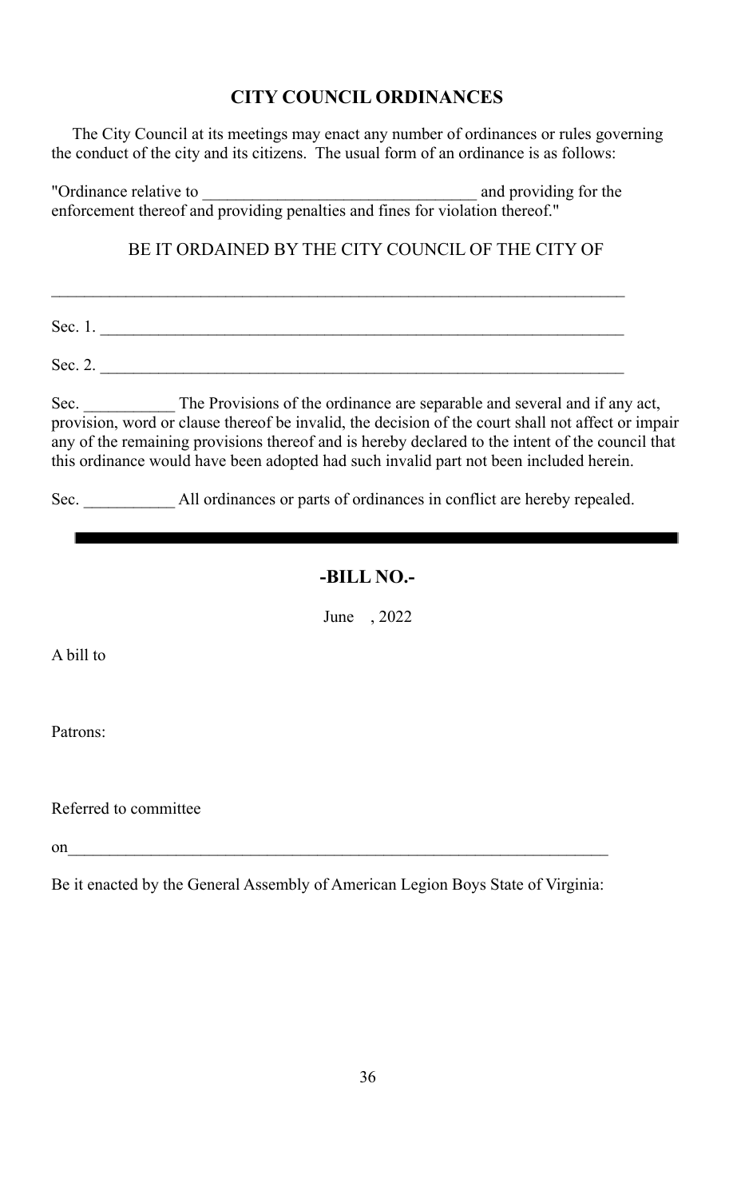## CITY COUNCIL ORDINANCES

The City Council at its meetings may enact any number of ordinances or rules governing the conduct of the city and its citizens. The usual form of an ordinance is as follows:

"Ordinance relative to ________________________________ and providing for the enforcement thereof and providing penalties and fines for violation thereof."

BE IT ORDAINED BY THE CITY COUNCIL OF THE CITY OF

_____________________________________________________________________

Sec. 1. _______________________________________________________________

Sec. 2. _______________________________________________________________

Sec. ___________ The Provisions of the ordinance are separable and several and if any act, provision, word or clause thereof be invalid, the decision of the court shall not affect or impair any of the remaining provisions thereof and is hereby declared to the intent of the council that this ordinance would have been adopted had such invalid part not been included herein.

Sec. ___________ All ordinances or parts of ordinances in conflict are hereby repealed.

---

## -BILL NO.-

June , 2022

A bill to

Patrons:

Referred to committee

on_________________________________________________________________

Be it enacted by the General Assembly of American Legion Boys State of Virginia: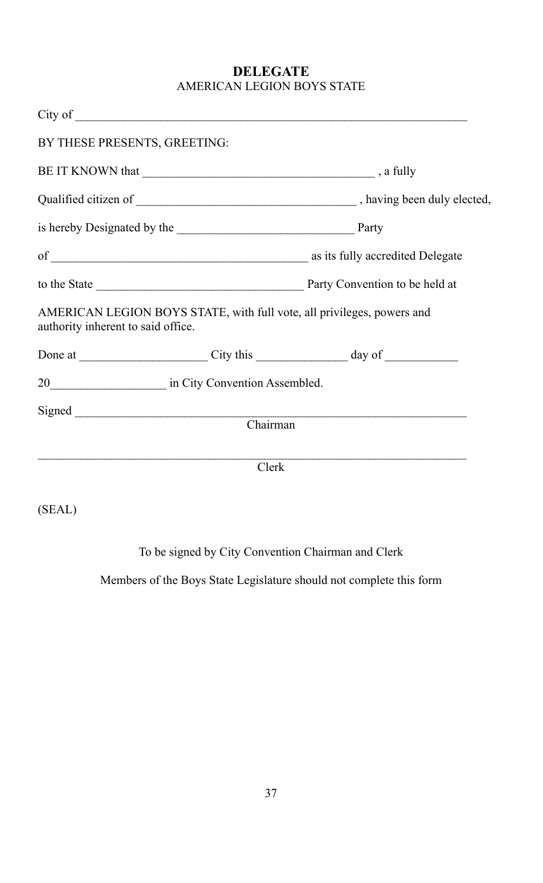# DELEGATE

AMERICAN LEGION BOYS STATE

City of ________________________________________________________________

BY THESE PRESENTS, GREETING:

BE IT KNOWN that ______________________________________ , a fully

Qualified citizen of ___________________________________ , having been duly elected,

is hereby Designated by the _____________________________ Party

of __________________________________________ as its fully accredited Delegate

to the State _________________________________ Party Convention to be held at

AMERICAN LEGION BOYS STATE, with full vote, all privileges, powers and authority inherent to said office.

Done at _____________________ City this _______________ day of ____________

20___________________ in City Convention Assembled.

Signed ________________________________________________________________
Chairman

_______________________________________________________________________
Clerk

(SEAL)

To be signed by City Convention Chairman and Clerk

Members of the Boys State Legislature should not complete this form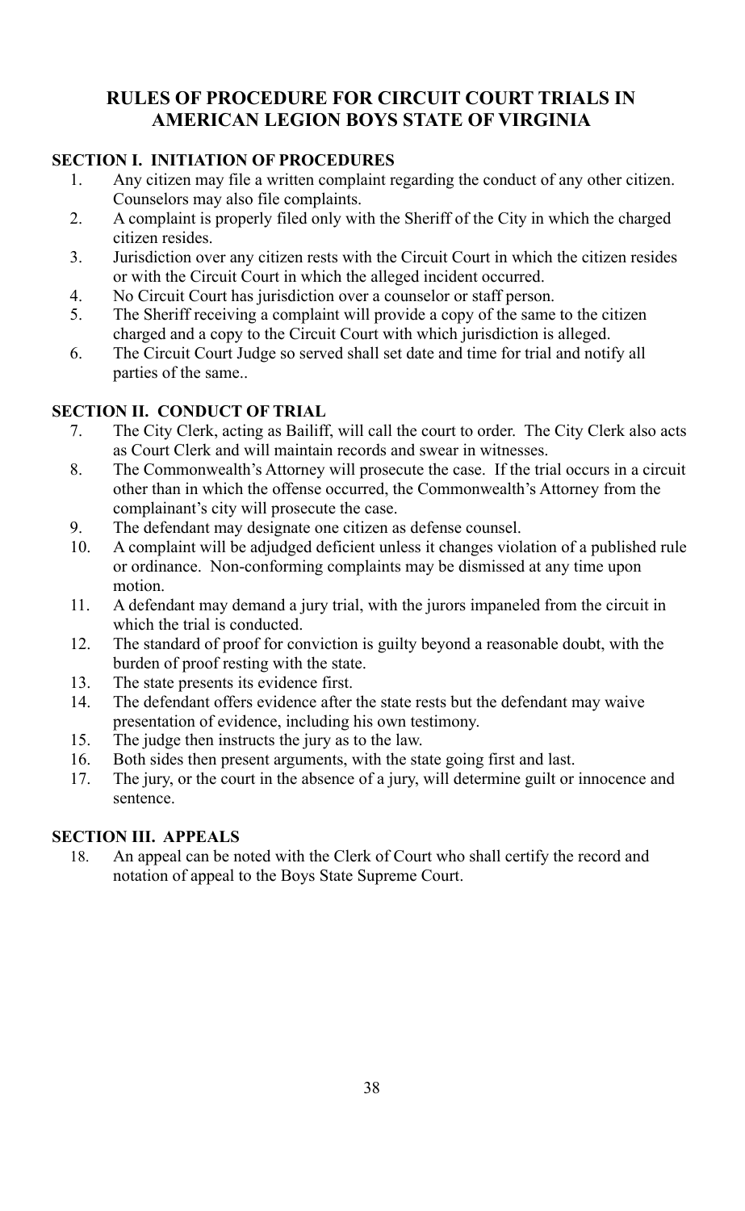# RULES OF PROCEDURE FOR CIRCUIT COURT TRIALS IN AMERICAN LEGION BOYS STATE OF VIRGINIA

## SECTION I. INITIATION OF PROCEDURES

1. Any citizen may file a written complaint regarding the conduct of any other citizen. Counselors may also file complaints.
2. A complaint is properly filed only with the Sheriff of the City in which the charged citizen resides.
3. Jurisdiction over any citizen rests with the Circuit Court in which the citizen resides or with the Circuit Court in which the alleged incident occurred.
4. No Circuit Court has jurisdiction over a counselor or staff person.
5. The Sheriff receiving a complaint will provide a copy of the same to the citizen charged and a copy to the Circuit Court with which jurisdiction is alleged.
6. The Circuit Court Judge so served shall set date and time for trial and notify all parties of the same..

## SECTION II. CONDUCT OF TRIAL

7. The City Clerk, acting as Bailiff, will call the court to order. The City Clerk also acts as Court Clerk and will maintain records and swear in witnesses.
8. The Commonwealth's Attorney will prosecute the case. If the trial occurs in a circuit other than in which the offense occurred, the Commonwealth's Attorney from the complainant's city will prosecute the case.
9. The defendant may designate one citizen as defense counsel.
10. A complaint will be adjudged deficient unless it changes violation of a published rule or ordinance. Non-conforming complaints may be dismissed at any time upon motion.
11. A defendant may demand a jury trial, with the jurors impaneled from the circuit in which the trial is conducted.
12. The standard of proof for conviction is guilty beyond a reasonable doubt, with the burden of proof resting with the state.
13. The state presents its evidence first.
14. The defendant offers evidence after the state rests but the defendant may waive presentation of evidence, including his own testimony.
15. The judge then instructs the jury as to the law.
16. Both sides then present arguments, with the state going first and last.
17. The jury, or the court in the absence of a jury, will determine guilt or innocence and sentence.

## SECTION III. APPEALS

18. An appeal can be noted with the Clerk of Court who shall certify the record and notation of appeal to the Boys State Supreme Court.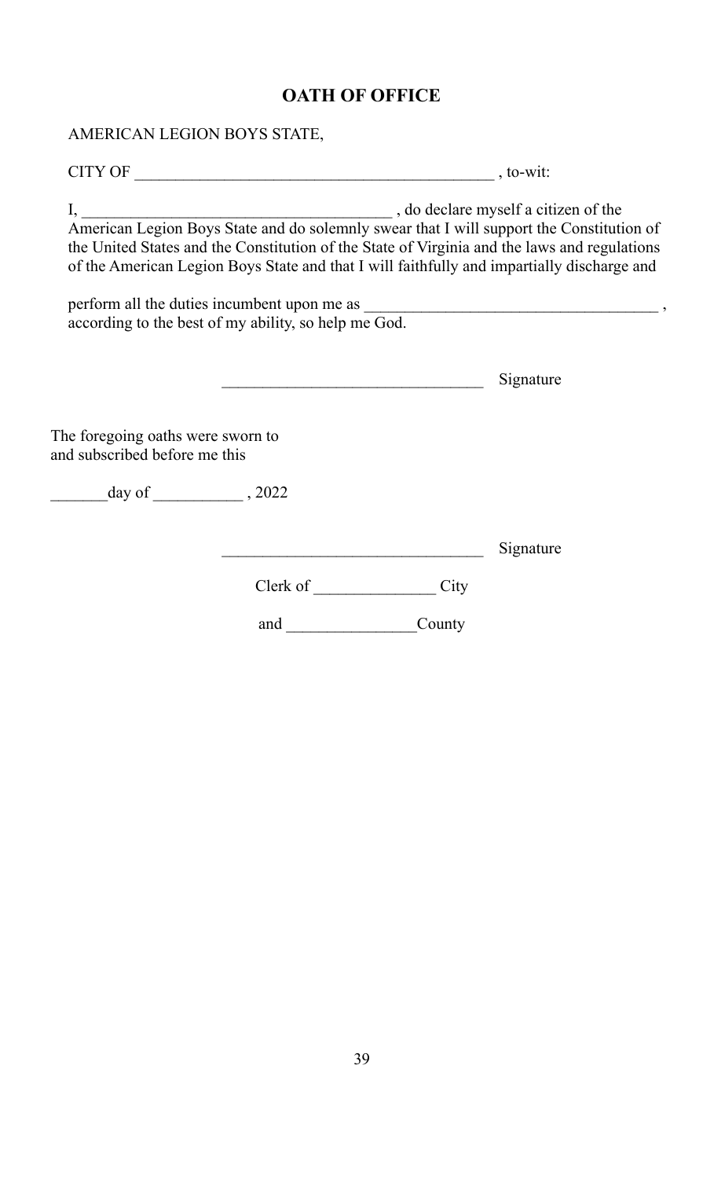# OATH OF OFFICE

AMERICAN LEGION BOYS STATE,

CITY OF ____________________________________________ , to-wit:

I, ______________________________________ , do declare myself a citizen of the American Legion Boys State and do solemnly swear that I will support the Constitution of the United States and the Constitution of the State of Virginia and the laws and regulations of the American Legion Boys State and that I will faithfully and impartially discharge and

perform all the duties incumbent upon me as ___________________________________ , according to the best of my ability, so help me God.

_______________________________ Signature

The foregoing oaths were sworn to and subscribed before me this

_______day of ___________ , 2022

_______________________________ Signature

Clerk of _______________ City

and ________________County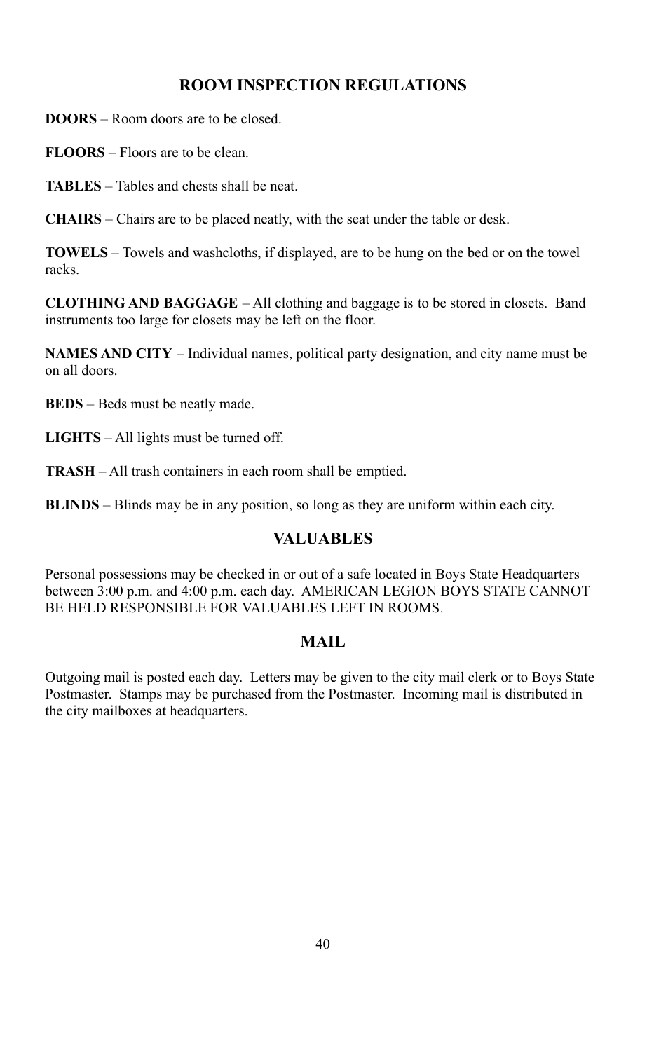## ROOM INSPECTION REGULATIONS

**DOORS** – Room doors are to be closed.

**FLOORS** – Floors are to be clean.

**TABLES** – Tables and chests shall be neat.

**CHAIRS** – Chairs are to be placed neatly, with the seat under the table or desk.

**TOWELS** – Towels and washcloths, if displayed, are to be hung on the bed or on the towel racks.

**CLOTHING AND BAGGAGE** – All clothing and baggage is to be stored in closets. Band instruments too large for closets may be left on the floor.

**NAMES AND CITY** – Individual names, political party designation, and city name must be on all doors.

**BEDS** – Beds must be neatly made.

**LIGHTS** – All lights must be turned off.

**TRASH** – All trash containers in each room shall be emptied.

**BLINDS** – Blinds may be in any position, so long as they are uniform within each city.

## VALUABLES

Personal possessions may be checked in or out of a safe located in Boys State Headquarters between 3:00 p.m. and 4:00 p.m. each day. AMERICAN LEGION BOYS STATE CANNOT BE HELD RESPONSIBLE FOR VALUABLES LEFT IN ROOMS.

## MAIL

Outgoing mail is posted each day. Letters may be given to the city mail clerk or to Boys State Postmaster. Stamps may be purchased from the Postmaster. Incoming mail is distributed in the city mailboxes at headquarters.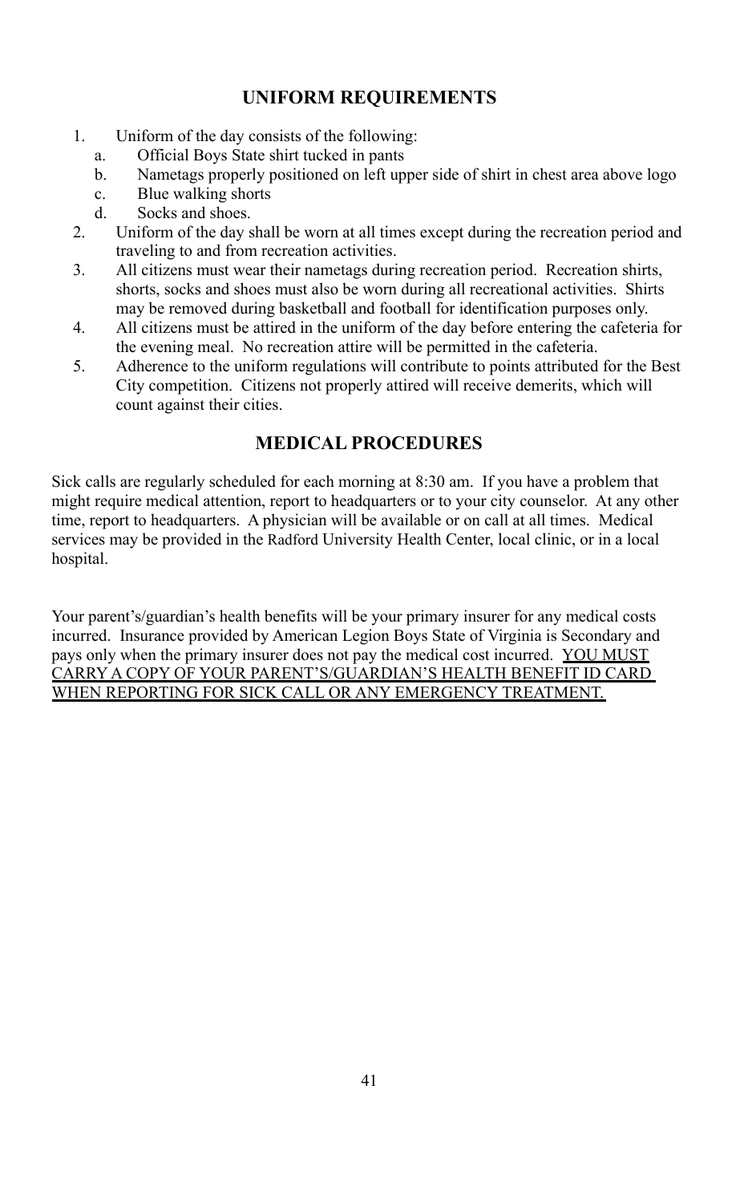## UNIFORM REQUIREMENTS

1. Uniform of the day consists of the following:
   a. Official Boys State shirt tucked in pants
   b. Nametags properly positioned on left upper side of shirt in chest area above logo
   c. Blue walking shorts
   d. Socks and shoes.
2. Uniform of the day shall be worn at all times except during the recreation period and traveling to and from recreation activities.
3. All citizens must wear their nametags during recreation period. Recreation shirts, shorts, socks and shoes must also be worn during all recreational activities. Shirts may be removed during basketball and football for identification purposes only.
4. All citizens must be attired in the uniform of the day before entering the cafeteria for the evening meal. No recreation attire will be permitted in the cafeteria.
5. Adherence to the uniform regulations will contribute to points attributed for the Best City competition. Citizens not properly attired will receive demerits, which will count against their cities.

## MEDICAL PROCEDURES

Sick calls are regularly scheduled for each morning at 8:30 am. If you have a problem that might require medical attention, report to headquarters or to your city counselor. At any other time, report to headquarters. A physician will be available or on call at all times. Medical services may be provided in the Radford University Health Center, local clinic, or in a local hospital.

Your parent's/guardian's health benefits will be your primary insurer for any medical costs incurred. Insurance provided by American Legion Boys State of Virginia is Secondary and pays only when the primary insurer does not pay the medical cost incurred. <u>YOU MUST CARRY A COPY OF YOUR PARENT'S/GUARDIAN'S HEALTH BENEFIT ID CARD WHEN REPORTING FOR SICK CALL OR ANY EMERGENCY TREATMENT.</u>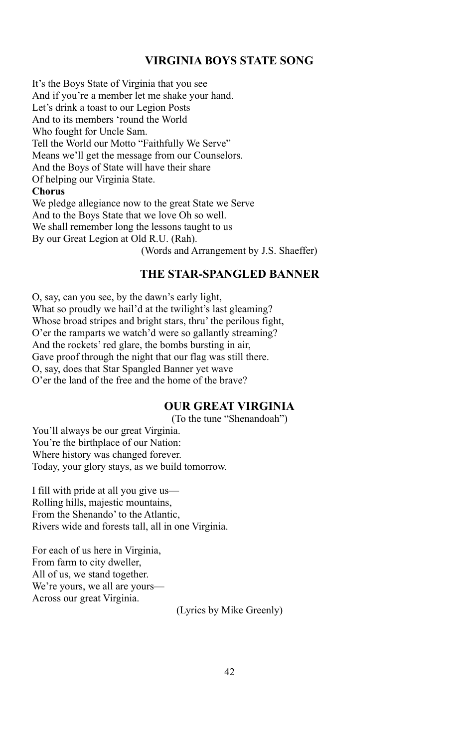## VIRGINIA BOYS STATE SONG

It's the Boys State of Virginia that you see
And if you're a member let me shake your hand.
Let's drink a toast to our Legion Posts
And to its members 'round the World
Who fought for Uncle Sam.
Tell the World our Motto "Faithfully We Serve"
Means we'll get the message from our Counselors.
And the Boys of State will have their share
Of helping our Virginia State.

**Chorus**

We pledge allegiance now to the great State we Serve
And to the Boys State that we love Oh so well.
We shall remember long the lessons taught to us
By our Great Legion at Old R.U. (Rah).

(Words and Arrangement by J.S. Shaeffer)

## THE STAR-SPANGLED BANNER

O, say, can you see, by the dawn's early light,
What so proudly we hail'd at the twilight's last gleaming?
Whose broad stripes and bright stars, thru' the perilous fight,
O'er the ramparts we watch'd were so gallantly streaming?
And the rockets' red glare, the bombs bursting in air,
Gave proof through the night that our flag was still there.
O, say, does that Star Spangled Banner yet wave
O'er the land of the free and the home of the brave?

## OUR GREAT VIRGINIA

(To the tune "Shenandoah")

You'll always be our great Virginia.
You're the birthplace of our Nation:
Where history was changed forever.
Today, your glory stays, as we build tomorrow.

I fill with pride at all you give us—
Rolling hills, majestic mountains,
From the Shenando' to the Atlantic,
Rivers wide and forests tall, all in one Virginia.

For each of us here in Virginia,
From farm to city dweller,
All of us, we stand together.
We're yours, we all are yours—
Across our great Virginia.

(Lyrics by Mike Greenly)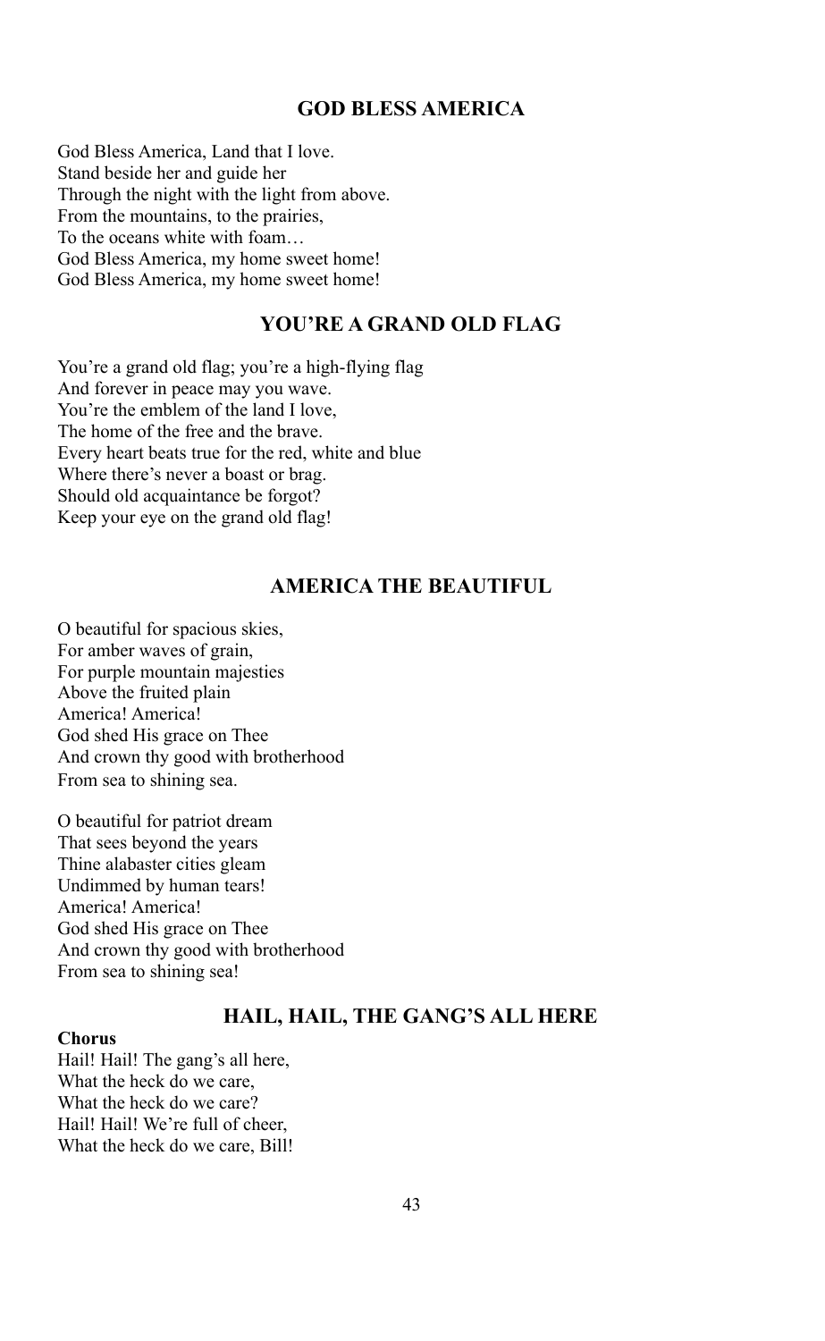## GOD BLESS AMERICA

God Bless America, Land that I love.
Stand beside her and guide her
Through the night with the light from above.
From the mountains, to the prairies,
To the oceans white with foam…
God Bless America, my home sweet home!
God Bless America, my home sweet home!

## YOU'RE A GRAND OLD FLAG

You're a grand old flag; you're a high-flying flag
And forever in peace may you wave.
You're the emblem of the land I love,
The home of the free and the brave.
Every heart beats true for the red, white and blue
Where there's never a boast or brag.
Should old acquaintance be forgot?
Keep your eye on the grand old flag!

## AMERICA THE BEAUTIFUL

O beautiful for spacious skies,
For amber waves of grain,
For purple mountain majesties
Above the fruited plain
America! America!
God shed His grace on Thee
And crown thy good with brotherhood
From sea to shining sea.

O beautiful for patriot dream
That sees beyond the years
Thine alabaster cities gleam
Undimmed by human tears!
America! America!
God shed His grace on Thee
And crown thy good with brotherhood
From sea to shining sea!

## HAIL, HAIL, THE GANG'S ALL HERE

**Chorus**
Hail! Hail! The gang's all here,
What the heck do we care,
What the heck do we care?
Hail! Hail! We're full of cheer,
What the heck do we care, Bill!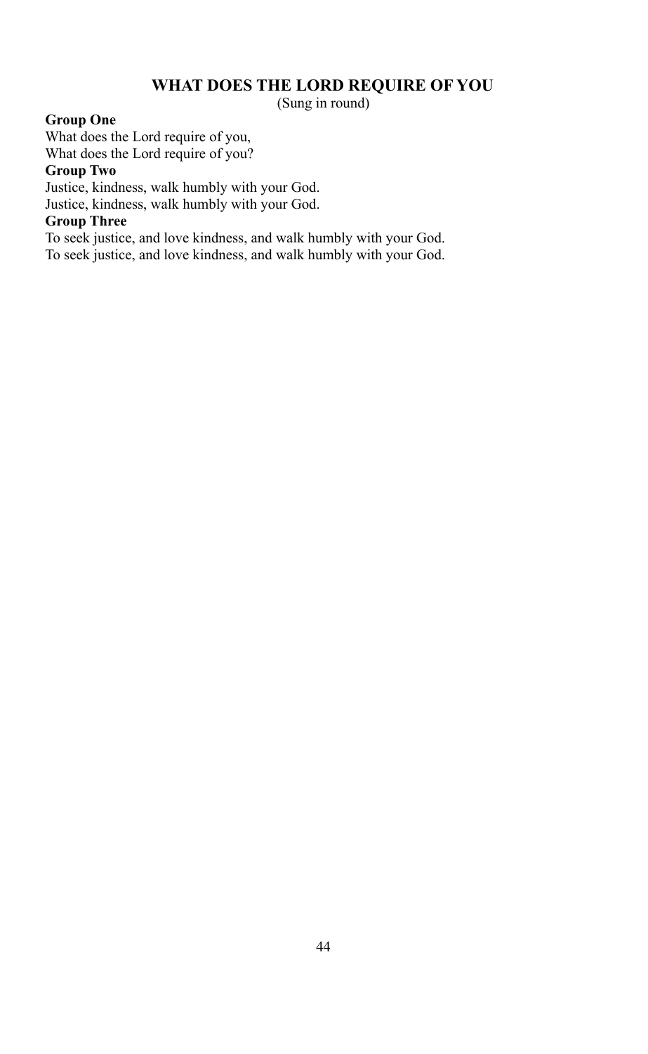## WHAT DOES THE LORD REQUIRE OF YOU

(Sung in round)

**Group One**
What does the Lord require of you,
What does the Lord require of you?

**Group Two**
Justice, kindness, walk humbly with your God.
Justice, kindness, walk humbly with your God.

**Group Three**
To seek justice, and love kindness, and walk humbly with your God.
To seek justice, and love kindness, and walk humbly with your God.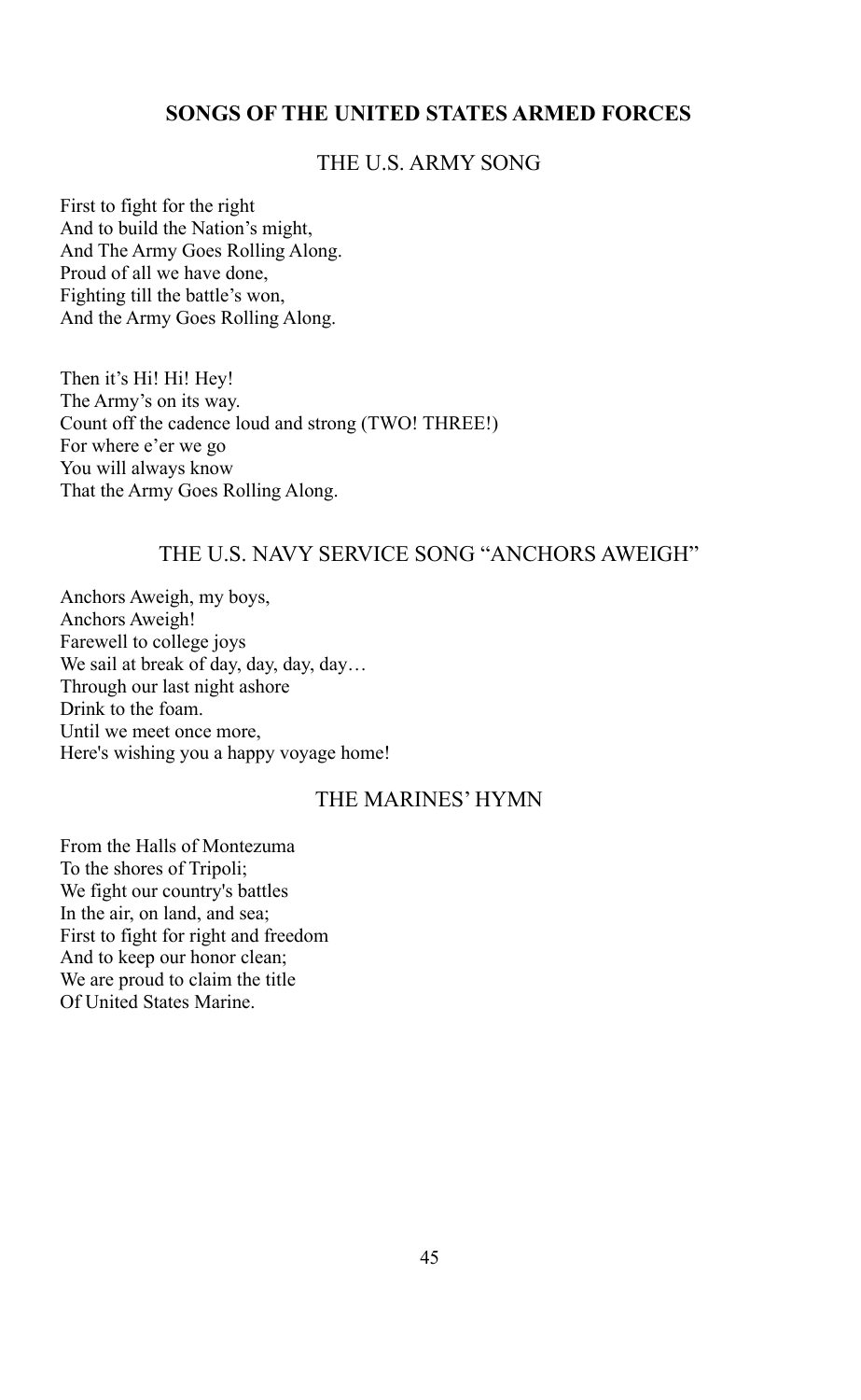# SONGS OF THE UNITED STATES ARMED FORCES

## THE U.S. ARMY SONG

First to fight for the right  
And to build the Nation's might,  
And The Army Goes Rolling Along.  
Proud of all we have done,  
Fighting till the battle's won,  
And the Army Goes Rolling Along.

Then it's Hi! Hi! Hey!  
The Army's on its way.  
Count off the cadence loud and strong (TWO! THREE!)  
For where e'er we go  
You will always know  
That the Army Goes Rolling Along.

## THE U.S. NAVY SERVICE SONG "ANCHORS AWEIGH"

Anchors Aweigh, my boys,  
Anchors Aweigh!  
Farewell to college joys  
We sail at break of day, day, day, day…  
Through our last night ashore  
Drink to the foam.  
Until we meet once more,  
Here's wishing you a happy voyage home!

## THE MARINES' HYMN

From the Halls of Montezuma  
To the shores of Tripoli;  
We fight our country's battles  
In the air, on land, and sea;  
First to fight for right and freedom  
And to keep our honor clean;  
We are proud to claim the title  
Of United States Marine.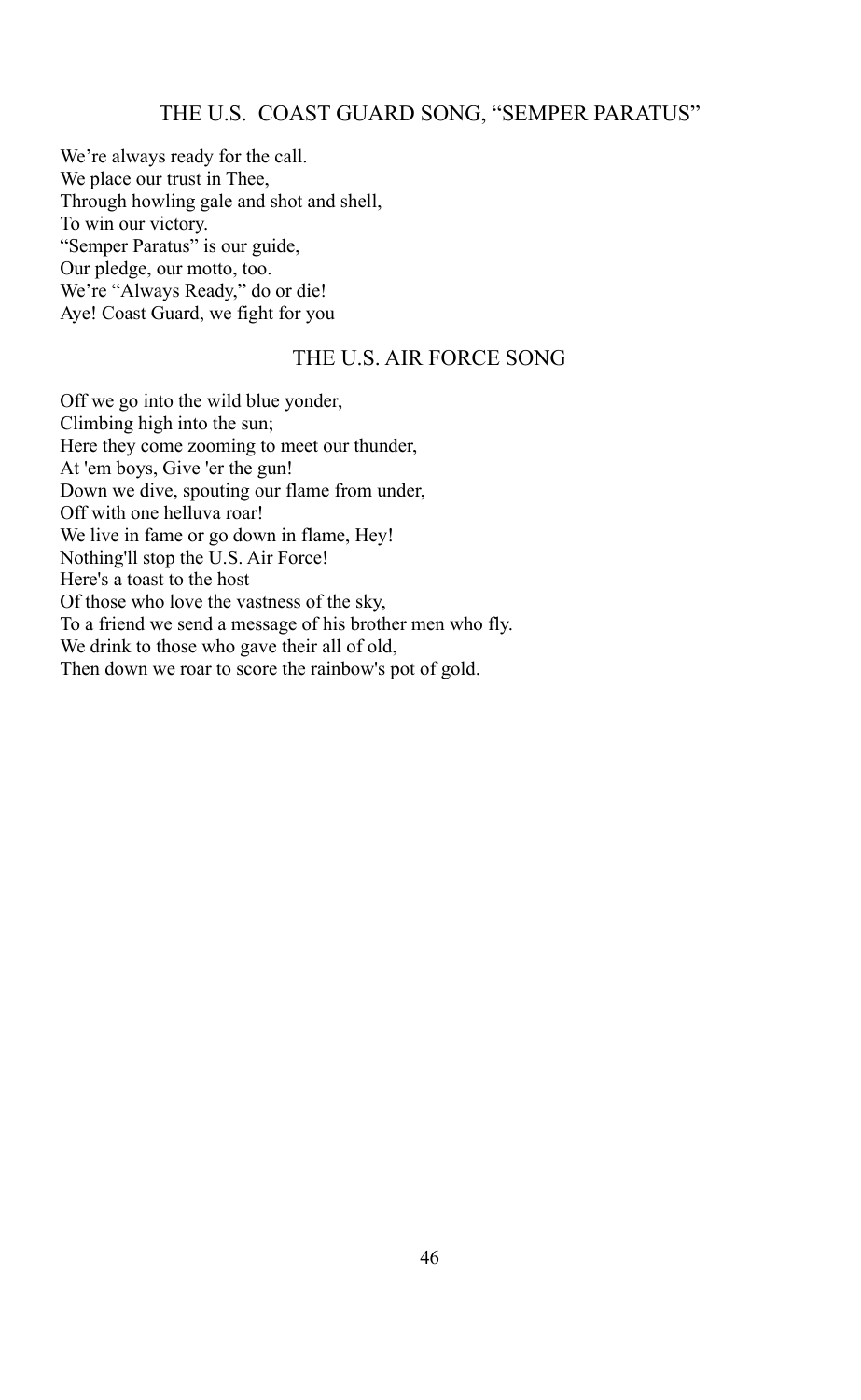## THE U.S. COAST GUARD SONG, "SEMPER PARATUS"

We're always ready for the call.
We place our trust in Thee,
Through howling gale and shot and shell,
To win our victory.
"Semper Paratus" is our guide,
Our pledge, our motto, too.
We're "Always Ready," do or die!
Aye! Coast Guard, we fight for you

## THE U.S. AIR FORCE SONG

Off we go into the wild blue yonder,
Climbing high into the sun;
Here they come zooming to meet our thunder,
At 'em boys, Give 'er the gun!
Down we dive, spouting our flame from under,
Off with one helluva roar!
We live in fame or go down in flame, Hey!
Nothing'll stop the U.S. Air Force!
Here's a toast to the host
Of those who love the vastness of the sky,
To a friend we send a message of his brother men who fly.
We drink to those who gave their all of old,
Then down we roar to score the rainbow's pot of gold.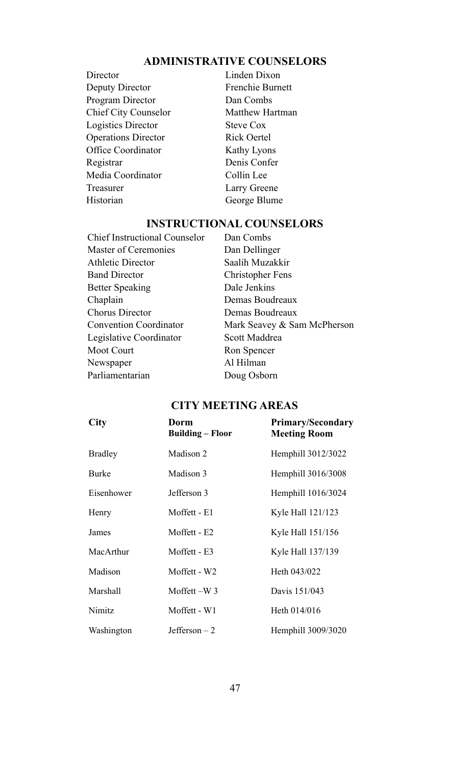## ADMINISTRATIVE COUNSELORS

| | |
|---|---|
| Director | Linden Dixon |
| Deputy Director | Frenchie Burnett |
| Program Director | Dan Combs |
| Chief City Counselor | Matthew Hartman |
| Logistics Director | Steve Cox |
| Operations Director | Rick Oertel |
| Office Coordinator | Kathy Lyons |
| Registrar | Denis Confer |
| Media Coordinator | Collin Lee |
| Treasurer | Larry Greene |
| Historian | George Blume |

## INSTRUCTIONAL COUNSELORS

| | |
|---|---|
| Chief Instructional Counselor | Dan Combs |
| Master of Ceremonies | Dan Dellinger |
| Athletic Director | Saalih Muzakkir |
| Band Director | Christopher Fens |
| Better Speaking | Dale Jenkins |
| Chaplain | Demas Boudreaux |
| Chorus Director | Demas Boudreaux |
| Convention Coordinator | Mark Seavey & Sam McPherson |
| Legislative Coordinator | Scott Maddrea |
| Moot Court | Ron Spencer |
| Newspaper | Al Hilman |
| Parliamentarian | Doug Osborn |

## CITY MEETING AREAS

| City | Dorm Building – Floor | Primary/Secondary Meeting Room |
|---|---|---|
| Bradley | Madison 2 | Hemphill 3012/3022 |
| Burke | Madison 3 | Hemphill 3016/3008 |
| Eisenhower | Jefferson 3 | Hemphill 1016/3024 |
| Henry | Moffett - E1 | Kyle Hall 121/123 |
| James | Moffett - E2 | Kyle Hall 151/156 |
| MacArthur | Moffett - E3 | Kyle Hall 137/139 |
| Madison | Moffett - W2 | Heth 043/022 |
| Marshall | Moffett –W 3 | Davis 151/043 |
| Nimitz | Moffett - W1 | Heth 014/016 |
| Washington | Jefferson – 2 | Hemphill 3009/3020 |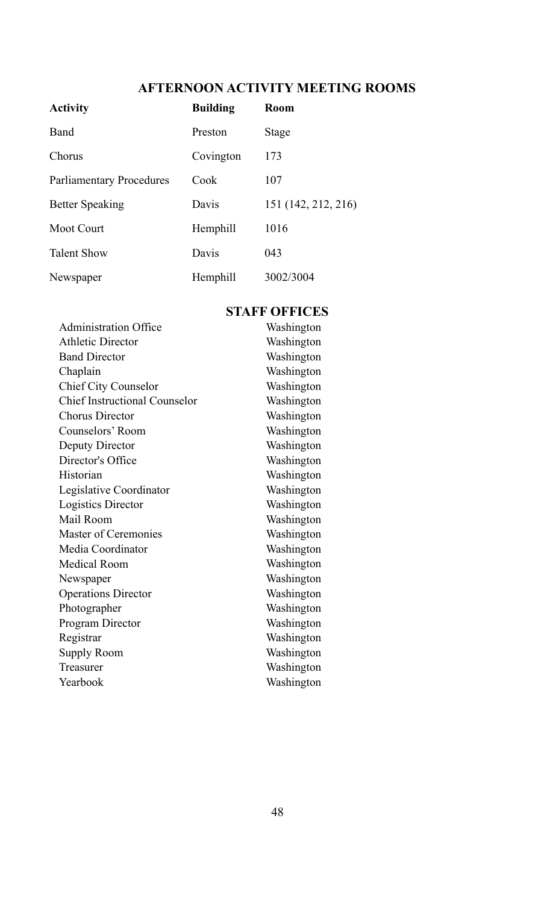## AFTERNOON ACTIVITY MEETING ROOMS

| Activity | Building | Room |
|---|---|---|
| Band | Preston | Stage |
| Chorus | Covington | 173 |
| Parliamentary Procedures | Cook | 107 |
| Better Speaking | Davis | 151 (142, 212, 216) |
| Moot Court | Hemphill | 1016 |
| Talent Show | Davis | 043 |
| Newspaper | Hemphill | 3002/3004 |

## STAFF OFFICES

| | |
|---|---|
| Administration Office | Washington |
| Athletic Director | Washington |
| Band Director | Washington |
| Chaplain | Washington |
| Chief City Counselor | Washington |
| Chief Instructional Counselor | Washington |
| Chorus Director | Washington |
| Counselors' Room | Washington |
| Deputy Director | Washington |
| Director's Office | Washington |
| Historian | Washington |
| Legislative Coordinator | Washington |
| Logistics Director | Washington |
| Mail Room | Washington |
| Master of Ceremonies | Washington |
| Media Coordinator | Washington |
| Medical Room | Washington |
| Newspaper | Washington |
| Operations Director | Washington |
| Photographer | Washington |
| Program Director | Washington |
| Registrar | Washington |
| Supply Room | Washington |
| Treasurer | Washington |
| Yearbook | Washington |